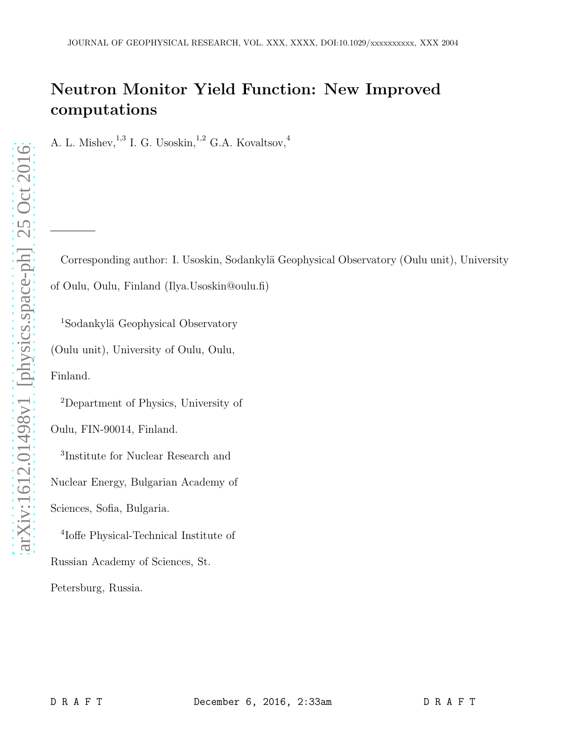# Neutron Monitor Yield Function: New Improved computations

A. L. Mishev,[1,3] I. G. Usoskin,[1,2] G.A. Kovaltsov,[4]

---

Corresponding author: I. Usoskin, Sodankylä Geophysical Observatory (Oulu unit), University of Oulu, Oulu, Finland (Ilya.Usoskin@oulu.fi)

[1]Sodankylä Geophysical Observatory (Oulu unit), University of Oulu, Oulu, Finland.

[2]Department of Physics, University of Oulu, FIN-90014, Finland.

[3]Institute for Nuclear Research and Nuclear Energy, Bulgarian Academy of Sciences, Sofia, Bulgaria.

[4]Ioffe Physical-Technical Institute of Russian Academy of Sciences, St. Petersburg, Russia.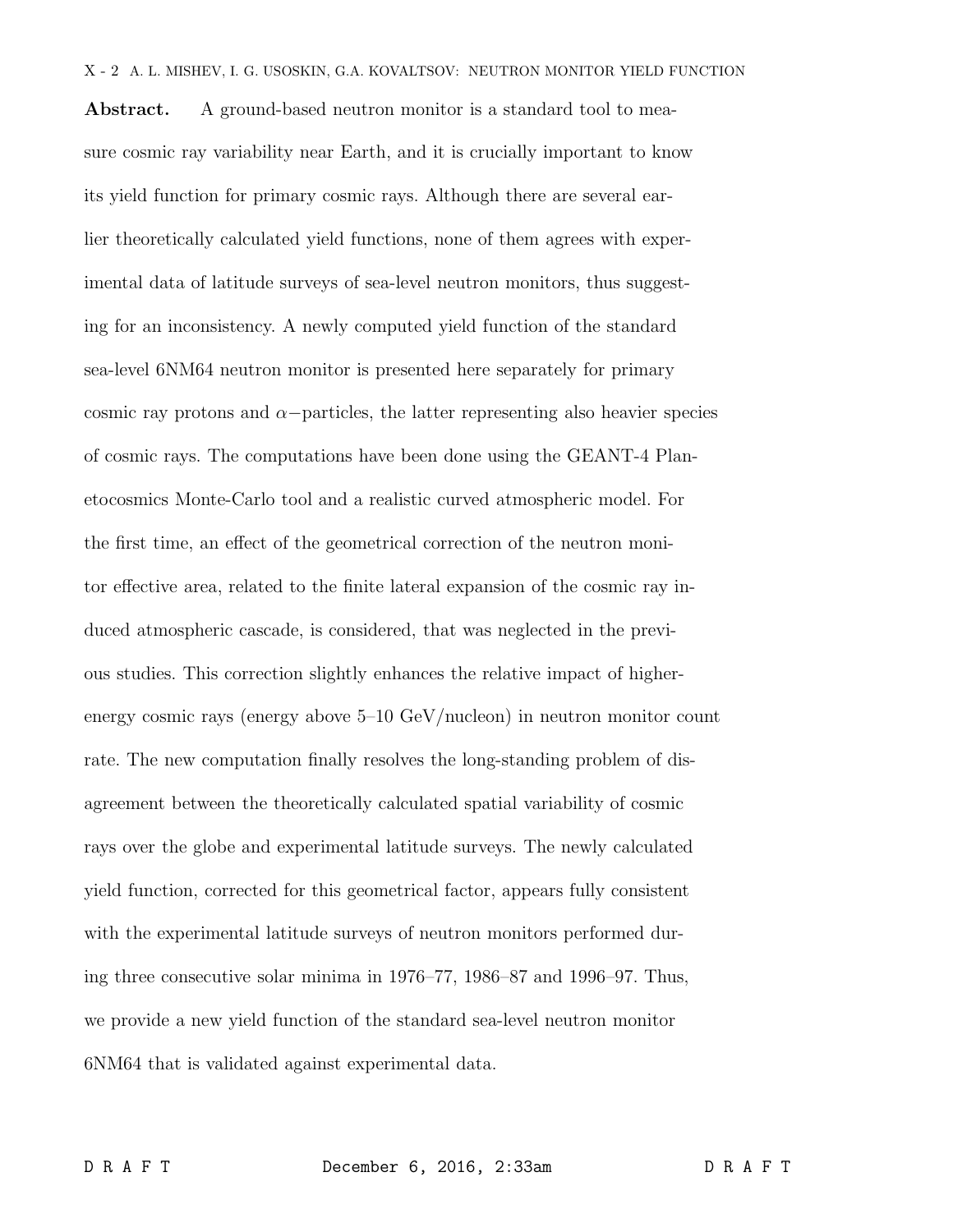**Abstract.** A ground-based neutron monitor is a standard tool to measure cosmic ray variability near Earth, and it is crucially important to know its yield function for primary cosmic rays. Although there are several earlier theoretically calculated yield functions, none of them agrees with experimental data of latitude surveys of sea-level neutron monitors, thus suggesting for an inconsistency. A newly computed yield function of the standard sea-level 6NM64 neutron monitor is presented here separately for primary cosmic ray protons and $\alpha-$particles, the latter representing also heavier species of cosmic rays. The computations have been done using the GEANT-4 Planetocosmics Monte-Carlo tool and a realistic curved atmospheric model. For the first time, an effect of the geometrical correction of the neutron monitor effective area, related to the finite lateral expansion of the cosmic ray induced atmospheric cascade, is considered, that was neglected in the previous studies. This correction slightly enhances the relative impact of higher-energy cosmic rays (energy above 5–10 GeV/nucleon) in neutron monitor count rate. The new computation finally resolves the long-standing problem of disagreement between the theoretically calculated spatial variability of cosmic rays over the globe and experimental latitude surveys. The newly calculated yield function, corrected for this geometrical factor, appears fully consistent with the experimental latitude surveys of neutron monitors performed during three consecutive solar minima in 1976–77, 1986–87 and 1996–97. Thus, we provide a new yield function of the standard sea-level neutron monitor 6NM64 that is validated against experimental data.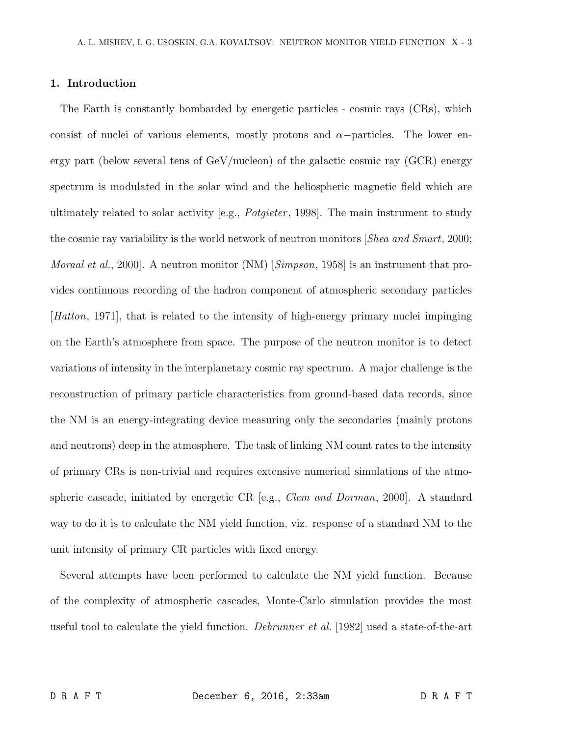## 1. Introduction

The Earth is constantly bombarded by energetic particles - cosmic rays (CRs), which consist of nuclei of various elements, mostly protons and $\alpha-$particles. The lower energy part (below several tens of GeV/nucleon) of the galactic cosmic ray (GCR) energy spectrum is modulated in the solar wind and the heliospheric magnetic field which are ultimately related to solar activity [e.g., *Potgieter*, 1998]. The main instrument to study the cosmic ray variability is the world network of neutron monitors [*Shea and Smart*, 2000; *Moraal et al.*, 2000]. A neutron monitor (NM) [*Simpson*, 1958] is an instrument that provides continuous recording of the hadron component of atmospheric secondary particles [*Hatton*, 1971], that is related to the intensity of high-energy primary nuclei impinging on the Earth's atmosphere from space. The purpose of the neutron monitor is to detect variations of intensity in the interplanetary cosmic ray spectrum. A major challenge is the reconstruction of primary particle characteristics from ground-based data records, since the NM is an energy-integrating device measuring only the secondaries (mainly protons and neutrons) deep in the atmosphere. The task of linking NM count rates to the intensity of primary CRs is non-trivial and requires extensive numerical simulations of the atmospheric cascade, initiated by energetic CR [e.g., *Clem and Dorman*, 2000]. A standard way to do it is to calculate the NM yield function, viz. response of a standard NM to the unit intensity of primary CR particles with fixed energy.

Several attempts have been performed to calculate the NM yield function. Because of the complexity of atmospheric cascades, Monte-Carlo simulation provides the most useful tool to calculate the yield function. *Debrunner et al.* [1982] used a state-of-the-art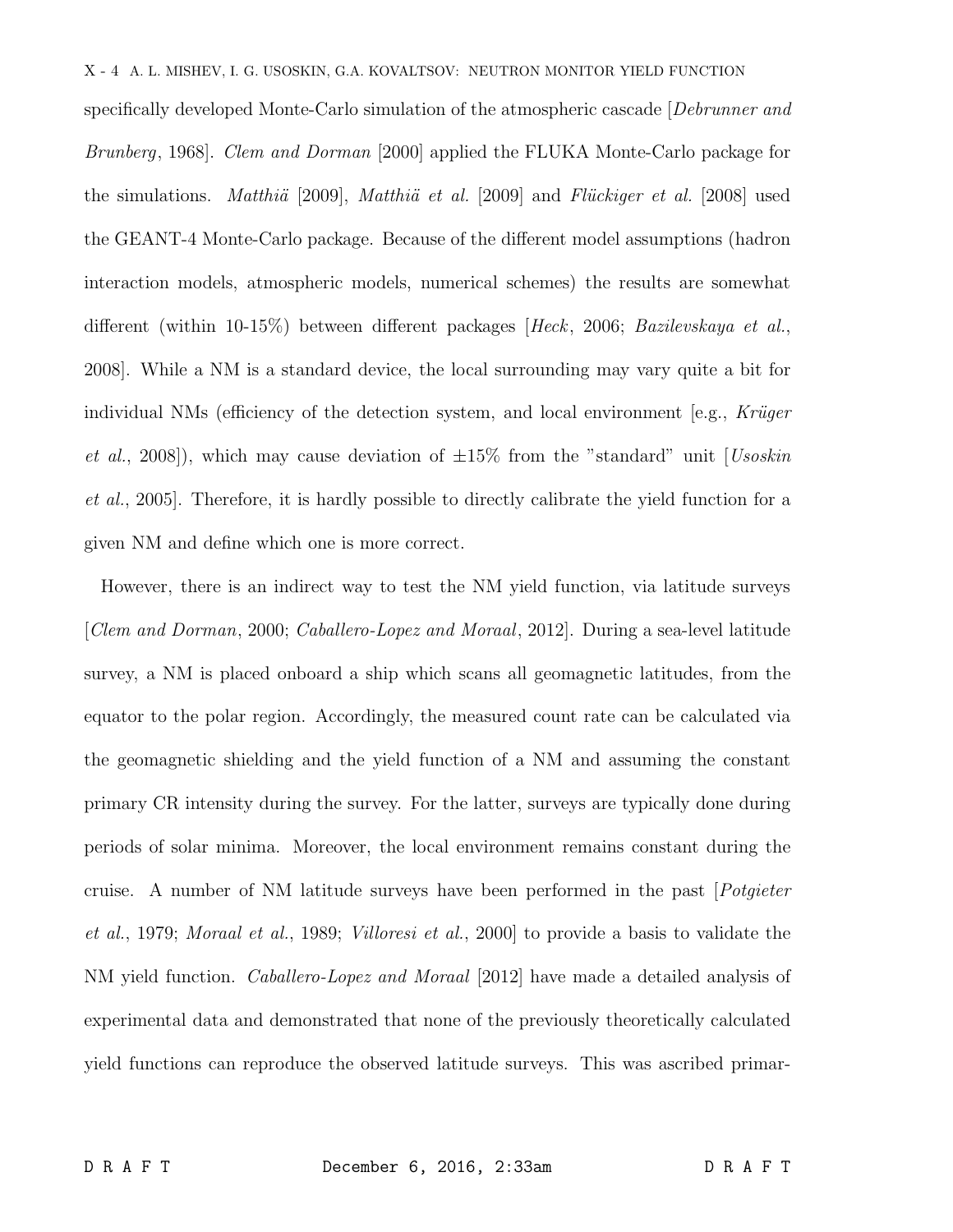specifically developed Monte-Carlo simulation of the atmospheric cascade [*Debrunner and Brunberg*, 1968]. *Clem and Dorman* [2000] applied the FLUKA Monte-Carlo package for the simulations. *Matthiä* [2009], *Matthiä et al.* [2009] and *Flückiger et al.* [2008] used the GEANT-4 Monte-Carlo package. Because of the different model assumptions (hadron interaction models, atmospheric models, numerical schemes) the results are somewhat different (within 10-15%) between different packages [*Heck*, 2006; *Bazilevskaya et al.*, 2008]. While a NM is a standard device, the local surrounding may vary quite a bit for individual NMs (efficiency of the detection system, and local environment [e.g., *Krüger et al.*, 2008]), which may cause deviation of ±15% from the "standard" unit [*Usoskin et al.*, 2005]. Therefore, it is hardly possible to directly calibrate the yield function for a given NM and define which one is more correct.

However, there is an indirect way to test the NM yield function, via latitude surveys [*Clem and Dorman*, 2000; *Caballero-Lopez and Moraal*, 2012]. During a sea-level latitude survey, a NM is placed onboard a ship which scans all geomagnetic latitudes, from the equator to the polar region. Accordingly, the measured count rate can be calculated via the geomagnetic shielding and the yield function of a NM and assuming the constant primary CR intensity during the survey. For the latter, surveys are typically done during periods of solar minima. Moreover, the local environment remains constant during the cruise. A number of NM latitude surveys have been performed in the past [*Potgieter et al.*, 1979; *Moraal et al.*, 1989; *Villoresi et al.*, 2000] to provide a basis to validate the NM yield function. *Caballero-Lopez and Moraal* [2012] have made a detailed analysis of experimental data and demonstrated that none of the previously theoretically calculated yield functions can reproduce the observed latitude surveys. This was ascribed primar-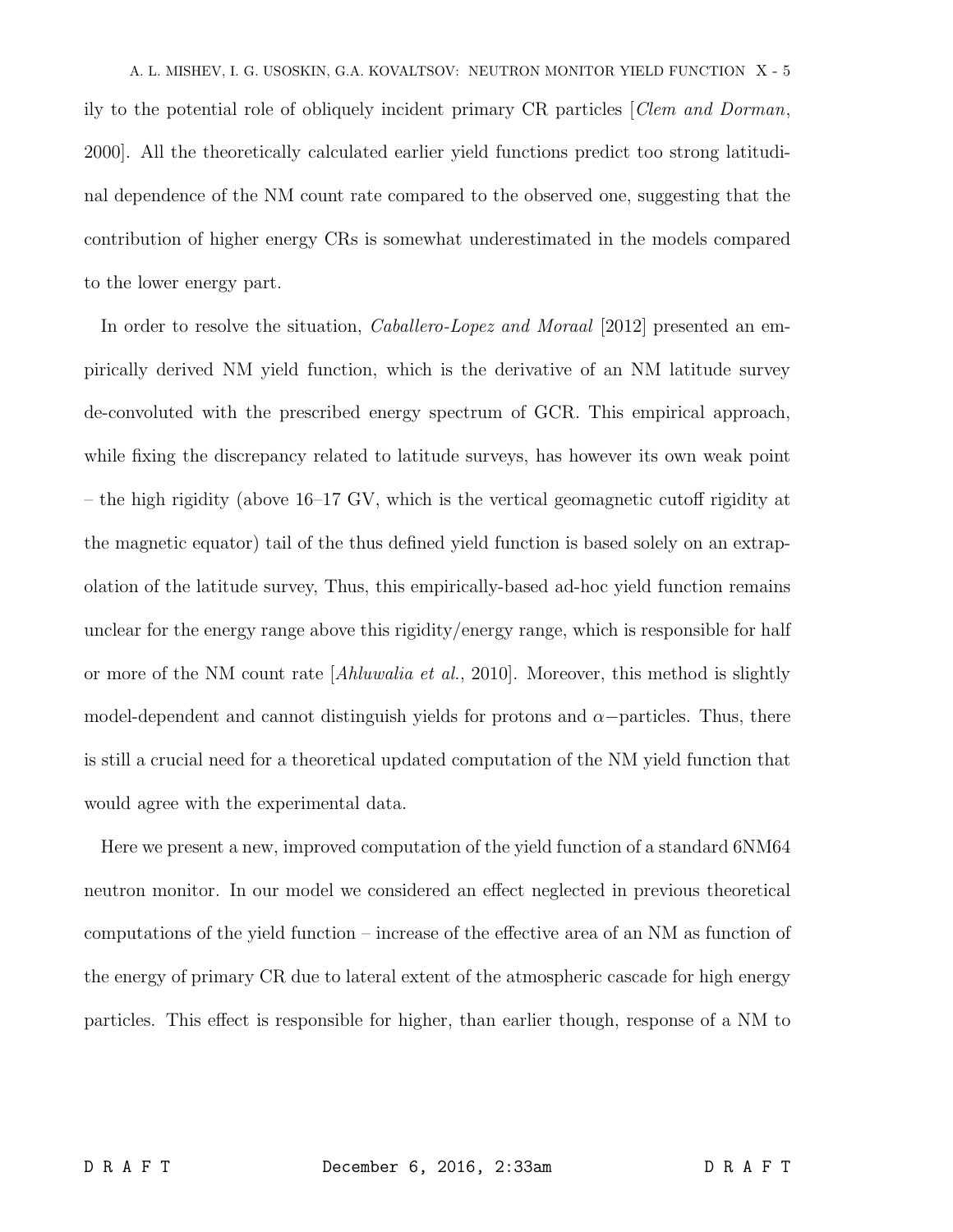ily to the potential role of obliquely incident primary CR particles [*Clem and Dorman*, 2000]. All the theoretically calculated earlier yield functions predict too strong latitudinal dependence of the NM count rate compared to the observed one, suggesting that the contribution of higher energy CRs is somewhat underestimated in the models compared to the lower energy part.

In order to resolve the situation, *Caballero-Lopez and Moraal* [2012] presented an empirically derived NM yield function, which is the derivative of an NM latitude survey de-convoluted with the prescribed energy spectrum of GCR. This empirical approach, while fixing the discrepancy related to latitude surveys, has however its own weak point – the high rigidity (above 16–17 GV, which is the vertical geomagnetic cutoff rigidity at the magnetic equator) tail of the thus defined yield function is based solely on an extrapolation of the latitude survey, Thus, this empirically-based ad-hoc yield function remains unclear for the energy range above this rigidity/energy range, which is responsible for half or more of the NM count rate [*Ahluwalia et al.*, 2010]. Moreover, this method is slightly model-dependent and cannot distinguish yields for protons and $\alpha-$particles. Thus, there is still a crucial need for a theoretical updated computation of the NM yield function that would agree with the experimental data.

Here we present a new, improved computation of the yield function of a standard 6NM64 neutron monitor. In our model we considered an effect neglected in previous theoretical computations of the yield function – increase of the effective area of an NM as function of the energy of primary CR due to lateral extent of the atmospheric cascade for high energy particles. This effect is responsible for higher, than earlier though, response of a NM to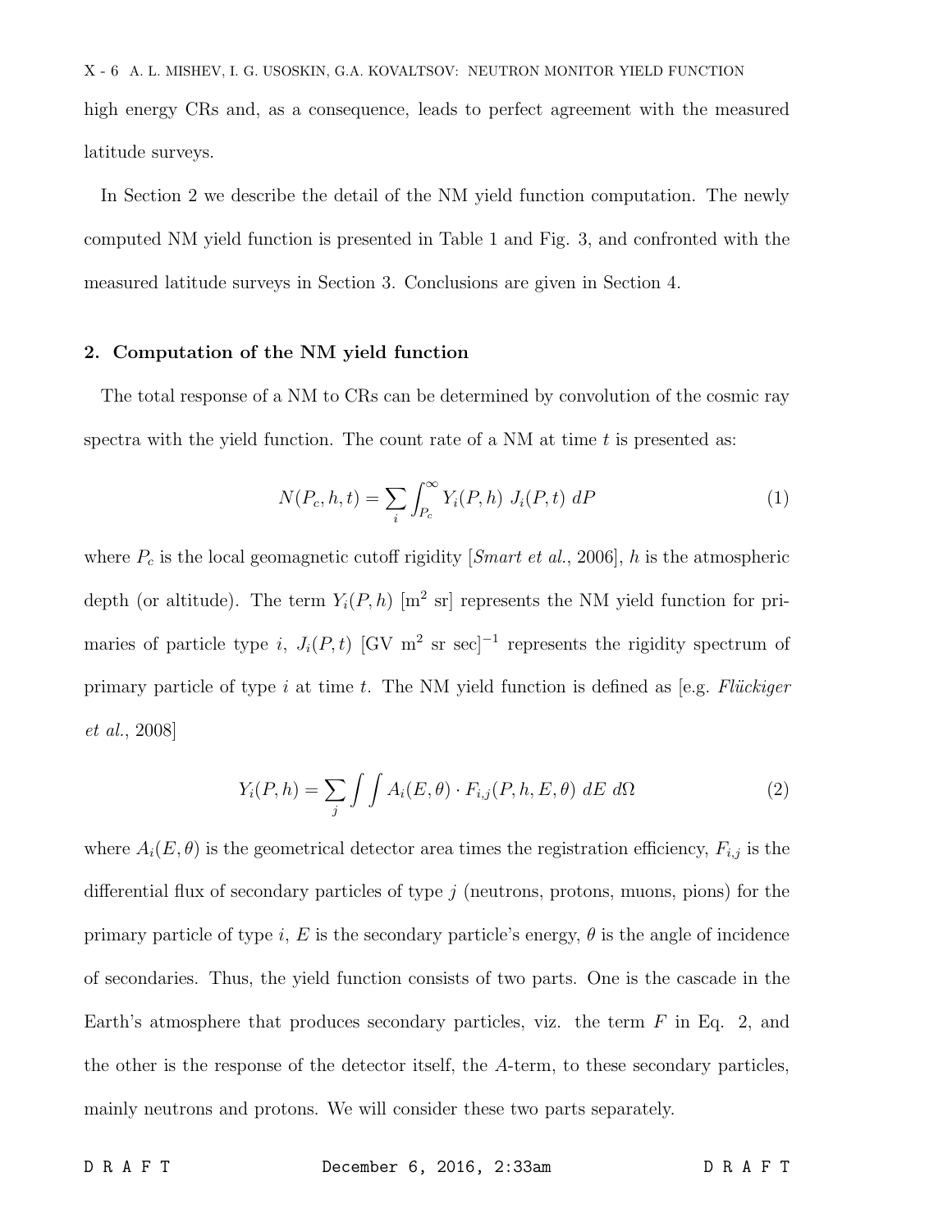high energy CRs and, as a consequence, leads to perfect agreement with the measured latitude surveys.

In Section 2 we describe the detail of the NM yield function computation. The newly computed NM yield function is presented in Table 1 and Fig. 3, and confronted with the measured latitude surveys in Section 3. Conclusions are given in Section 4.

## 2. Computation of the NM yield function

The total response of a NM to CRs can be determined by convolution of the cosmic ray spectra with the yield function. The count rate of a NM at time $t$ is presented as:

$$N(P_c, h, t) = \sum_i \int_{P_c}^{\infty} Y_i(P, h) \; J_i(P, t) \; dP \tag{1}$$

where $P_c$ is the local geomagnetic cutoff rigidity [*Smart et al.*, 2006], $h$ is the atmospheric depth (or altitude). The term $Y_i(P, h)$ [m$^2$ sr] represents the NM yield function for primaries of particle type $i$, $J_i(P, t)$ [GV m$^2$ sr sec]$^{-1}$ represents the rigidity spectrum of primary particle of type $i$ at time $t$. The NM yield function is defined as [e.g. *Flückiger et al.*, 2008]

$$Y_i(P, h) = \sum_j \int \int A_i(E, \theta) \cdot F_{i,j}(P, h, E, \theta) \; dE \; d\Omega \tag{2}$$

where $A_i(E, \theta)$ is the geometrical detector area times the registration efficiency, $F_{i,j}$ is the differential flux of secondary particles of type $j$ (neutrons, protons, muons, pions) for the primary particle of type $i$, $E$ is the secondary particle's energy, $\theta$ is the angle of incidence of secondaries. Thus, the yield function consists of two parts. One is the cascade in the Earth's atmosphere that produces secondary particles, viz. the term $F$ in Eq. 2, and the other is the response of the detector itself, the $A$-term, to these secondary particles, mainly neutrons and protons. We will consider these two parts separately.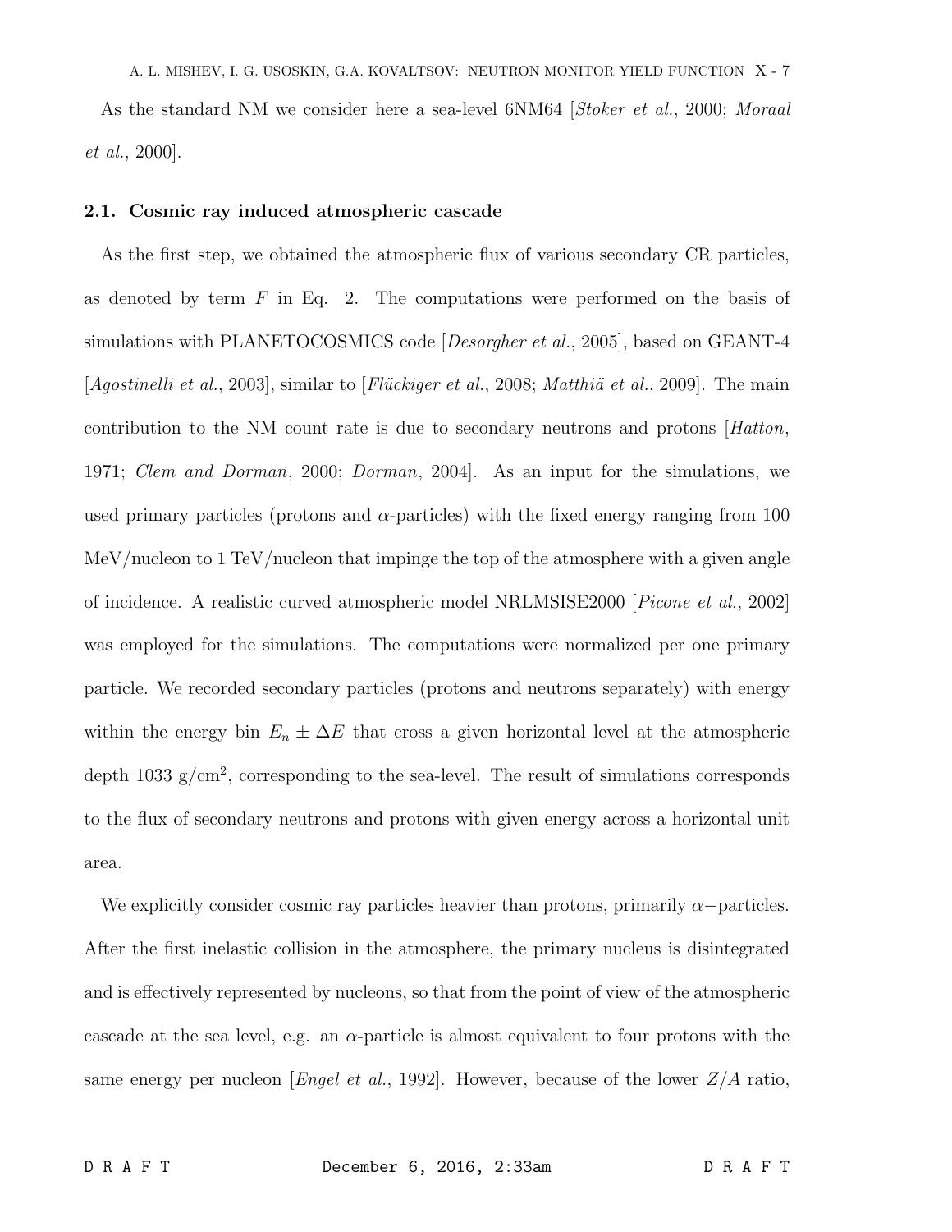As the standard NM we consider here a sea-level 6NM64 [*Stoker et al.*, 2000; *Moraal et al.*, 2000].

### 2.1. Cosmic ray induced atmospheric cascade

As the first step, we obtained the atmospheric flux of various secondary CR particles, as denoted by term $F$ in Eq. 2. The computations were performed on the basis of simulations with PLANETOCOSMICS code [*Desorgher et al.*, 2005], based on GEANT-4 [*Agostinelli et al.*, 2003], similar to [*Flückiger et al.*, 2008; *Matthiä et al.*, 2009]. The main contribution to the NM count rate is due to secondary neutrons and protons [*Hatton*, 1971; *Clem and Dorman*, 2000; *Dorman*, 2004]. As an input for the simulations, we used primary particles (protons and $\alpha$-particles) with the fixed energy ranging from 100 MeV/nucleon to 1 TeV/nucleon that impinge the top of the atmosphere with a given angle of incidence. A realistic curved atmospheric model NRLMSISE2000 [*Picone et al.*, 2002] was employed for the simulations. The computations were normalized per one primary particle. We recorded secondary particles (protons and neutrons separately) with energy within the energy bin $E_n \pm \Delta E$ that cross a given horizontal level at the atmospheric depth 1033 g/cm$^2$, corresponding to the sea-level. The result of simulations corresponds to the flux of secondary neutrons and protons with given energy across a horizontal unit area.

We explicitly consider cosmic ray particles heavier than protons, primarily $\alpha-$particles. After the first inelastic collision in the atmosphere, the primary nucleus is disintegrated and is effectively represented by nucleons, so that from the point of view of the atmospheric cascade at the sea level, e.g. an $\alpha$-particle is almost equivalent to four protons with the same energy per nucleon [*Engel et al.*, 1992]. However, because of the lower $Z/A$ ratio,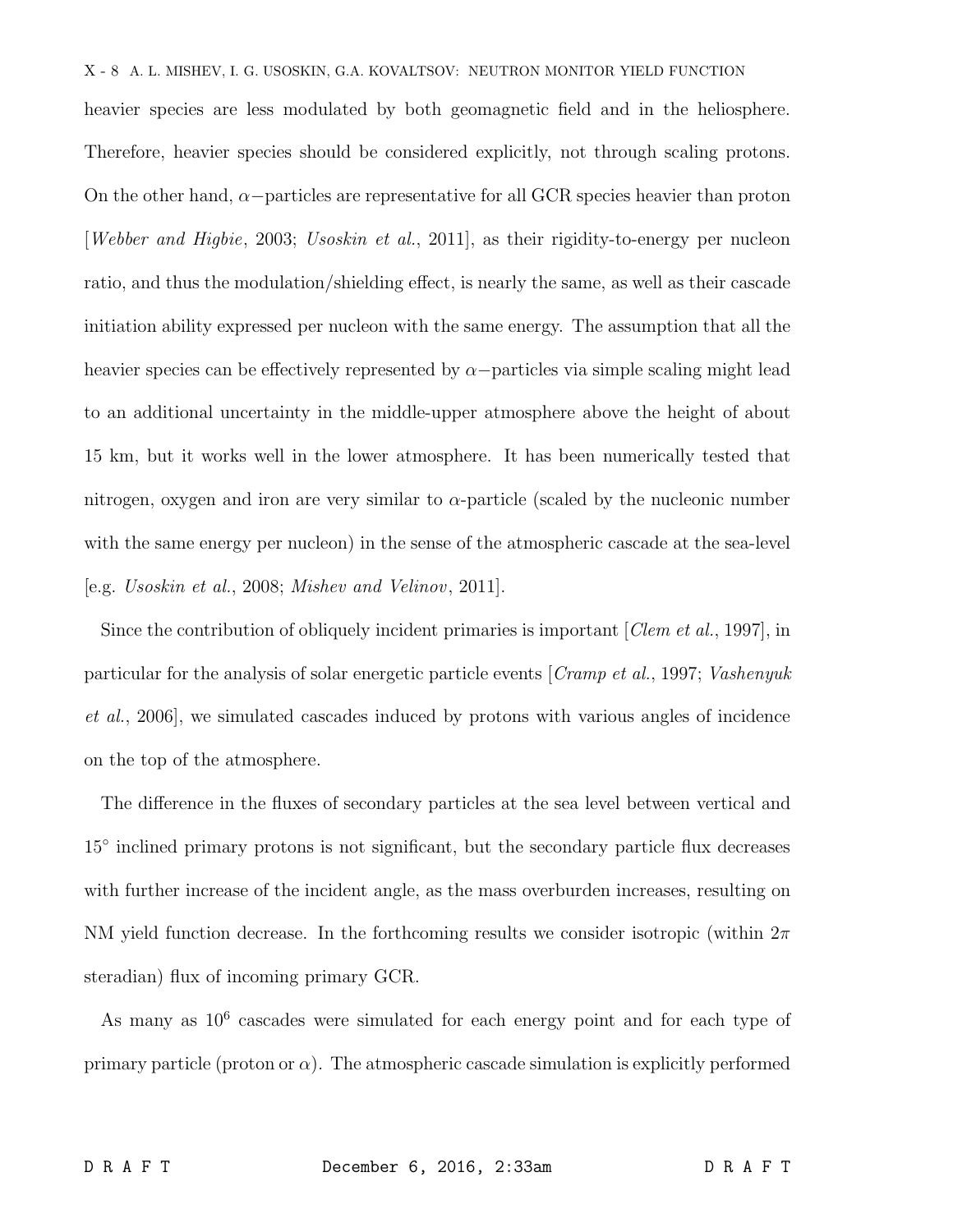heavier species are less modulated by both geomagnetic field and in the heliosphere. Therefore, heavier species should be considered explicitly, not through scaling protons. On the other hand, $\alpha-$particles are representative for all GCR species heavier than proton [*Webber and Higbie*, 2003; *Usoskin et al.*, 2011], as their rigidity-to-energy per nucleon ratio, and thus the modulation/shielding effect, is nearly the same, as well as their cascade initiation ability expressed per nucleon with the same energy. The assumption that all the heavier species can be effectively represented by $\alpha-$particles via simple scaling might lead to an additional uncertainty in the middle-upper atmosphere above the height of about 15 km, but it works well in the lower atmosphere. It has been numerically tested that nitrogen, oxygen and iron are very similar to $\alpha$-particle (scaled by the nucleonic number with the same energy per nucleon) in the sense of the atmospheric cascade at the sea-level [e.g. *Usoskin et al.*, 2008; *Mishev and Velinov*, 2011].

Since the contribution of obliquely incident primaries is important [*Clem et al.*, 1997], in particular for the analysis of solar energetic particle events [*Cramp et al.*, 1997; *Vashenyuk et al.*, 2006], we simulated cascades induced by protons with various angles of incidence on the top of the atmosphere.

The difference in the fluxes of secondary particles at the sea level between vertical and $15^{\circ}$ inclined primary protons is not significant, but the secondary particle flux decreases with further increase of the incident angle, as the mass overburden increases, resulting on NM yield function decrease. In the forthcoming results we consider isotropic (within $2\pi$ steradian) flux of incoming primary GCR.

As many as $10^{6}$ cascades were simulated for each energy point and for each type of primary particle (proton or $\alpha$). The atmospheric cascade simulation is explicitly performed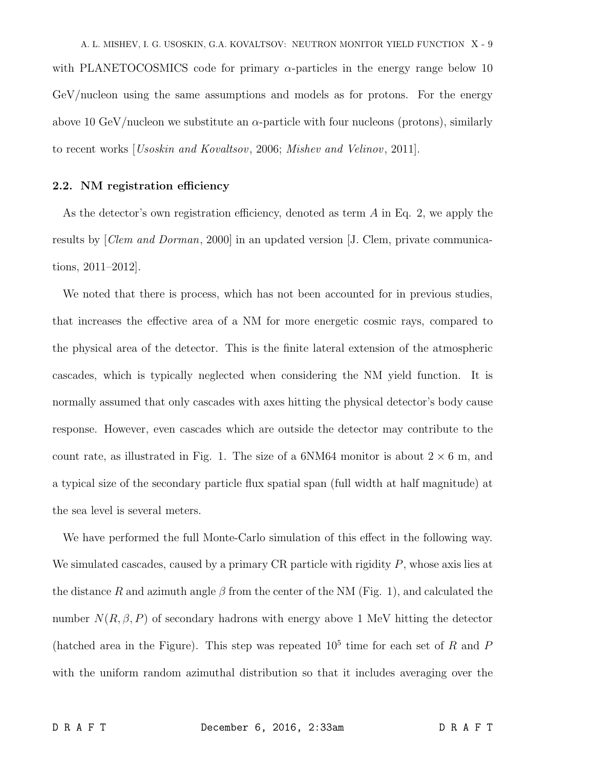with PLANETOCOSMICS code for primary $\alpha$-particles in the energy range below 10 GeV/nucleon using the same assumptions and models as for protons. For the energy above 10 GeV/nucleon we substitute an $\alpha$-particle with four nucleons (protons), similarly to recent works [*Usoskin and Kovaltsov*, 2006; *Mishev and Velinov*, 2011].

### 2.2. NM registration efficiency

As the detector's own registration efficiency, denoted as term $A$ in Eq. 2, we apply the results by [*Clem and Dorman*, 2000] in an updated version [J. Clem, private communications, 2011–2012].

We noted that there is process, which has not been accounted for in previous studies, that increases the effective area of a NM for more energetic cosmic rays, compared to the physical area of the detector. This is the finite lateral extension of the atmospheric cascades, which is typically neglected when considering the NM yield function. It is normally assumed that only cascades with axes hitting the physical detector's body cause response. However, even cascades which are outside the detector may contribute to the count rate, as illustrated in Fig. 1. The size of a 6NM64 monitor is about $2 \times 6$ m, and a typical size of the secondary particle flux spatial span (full width at half magnitude) at the sea level is several meters.

We have performed the full Monte-Carlo simulation of this effect in the following way. We simulated cascades, caused by a primary CR particle with rigidity $P$, whose axis lies at the distance $R$ and azimuth angle $\beta$ from the center of the NM (Fig. 1), and calculated the number $N(R, \beta, P)$ of secondary hadrons with energy above 1 MeV hitting the detector (hatched area in the Figure). This step was repeated $10^5$ time for each set of $R$ and $P$ with the uniform random azimuthal distribution so that it includes averaging over the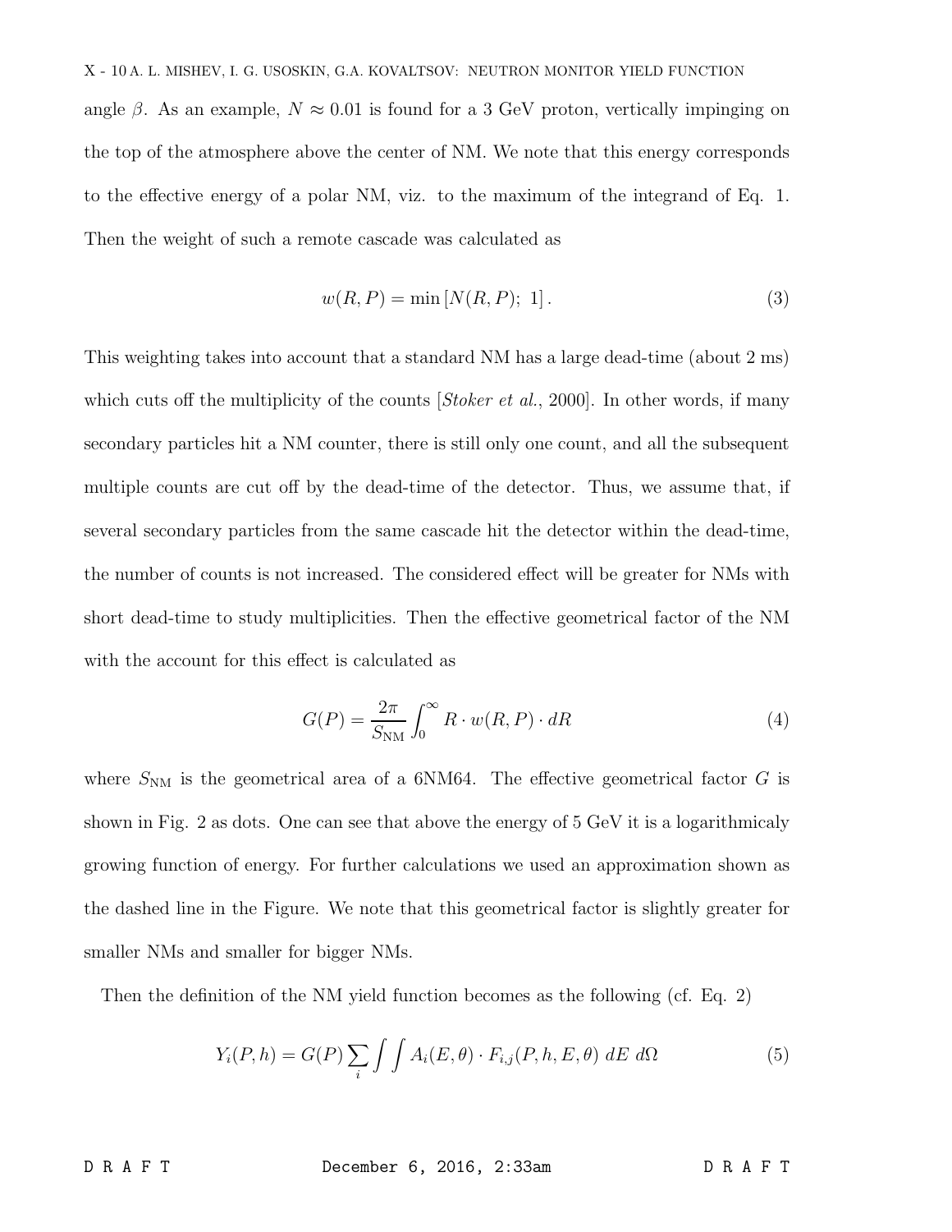angle $\beta$. As an example, $N \approx 0.01$ is found for a 3 GeV proton, vertically impinging on the top of the atmosphere above the center of NM. We note that this energy corresponds to the effective energy of a polar NM, viz. to the maximum of the integrand of Eq. 1. Then the weight of such a remote cascade was calculated as

$$w(R, P) = \min\left[N(R, P);\ 1\right]. \tag{3}$$

This weighting takes into account that a standard NM has a large dead-time (about 2 ms) which cuts off the multiplicity of the counts [*Stoker et al.*, 2000]. In other words, if many secondary particles hit a NM counter, there is still only one count, and all the subsequent multiple counts are cut off by the dead-time of the detector. Thus, we assume that, if several secondary particles from the same cascade hit the detector within the dead-time, the number of counts is not increased. The considered effect will be greater for NMs with short dead-time to study multiplicities. Then the effective geometrical factor of the NM with the account for this effect is calculated as

$$G(P) = \frac{2\pi}{S_{\mathrm{NM}}} \int_0^{\infty} R \cdot w(R, P) \cdot dR \tag{4}$$

where $S_{\mathrm{NM}}$ is the geometrical area of a 6NM64. The effective geometrical factor $G$ is shown in Fig. 2 as dots. One can see that above the energy of 5 GeV it is a logarithmicaly growing function of energy. For further calculations we used an approximation shown as the dashed line in the Figure. We note that this geometrical factor is slightly greater for smaller NMs and smaller for bigger NMs.

Then the definition of the NM yield function becomes as the following (cf. Eq. 2)

$$Y_i(P, h) = G(P) \sum_i \int \int A_i(E, \theta) \cdot F_{i,j}(P, h, E, \theta)\ dE\ d\Omega \tag{5}$$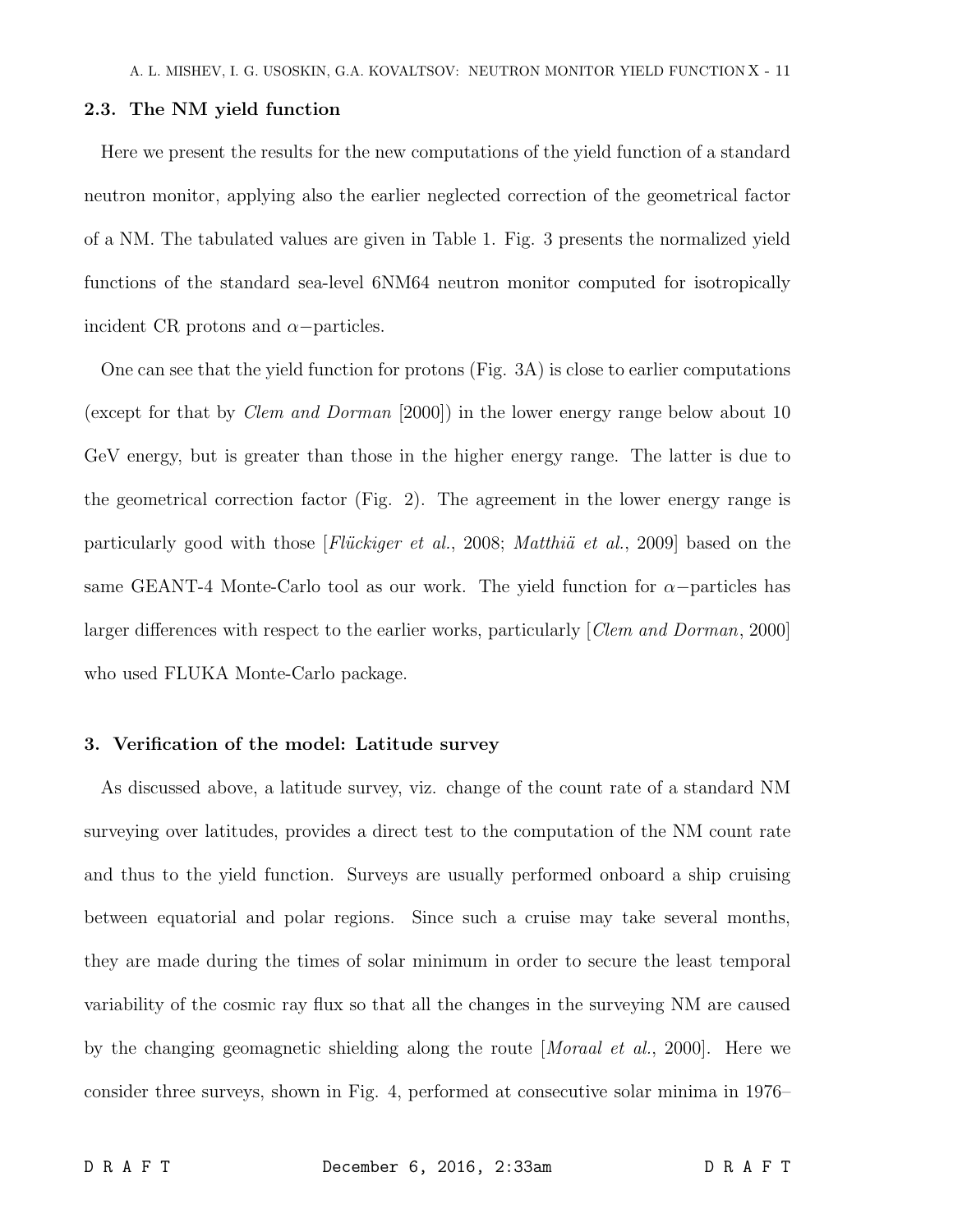### 2.3. The NM yield function

Here we present the results for the new computations of the yield function of a standard neutron monitor, applying also the earlier neglected correction of the geometrical factor of a NM. The tabulated values are given in Table 1. Fig. 3 presents the normalized yield functions of the standard sea-level 6NM64 neutron monitor computed for isotropically incident CR protons and $\alpha-$particles.

One can see that the yield function for protons (Fig. 3A) is close to earlier computations (except for that by *Clem and Dorman* [2000]) in the lower energy range below about 10 GeV energy, but is greater than those in the higher energy range. The latter is due to the geometrical correction factor (Fig. 2). The agreement in the lower energy range is particularly good with those [*Flückiger et al.*, 2008; *Matthiä et al.*, 2009] based on the same GEANT-4 Monte-Carlo tool as our work. The yield function for $\alpha-$particles has larger differences with respect to the earlier works, particularly [*Clem and Dorman*, 2000] who used FLUKA Monte-Carlo package.

## 3. Verification of the model: Latitude survey

As discussed above, a latitude survey, viz. change of the count rate of a standard NM surveying over latitudes, provides a direct test to the computation of the NM count rate and thus to the yield function. Surveys are usually performed onboard a ship cruising between equatorial and polar regions. Since such a cruise may take several months, they are made during the times of solar minimum in order to secure the least temporal variability of the cosmic ray flux so that all the changes in the surveying NM are caused by the changing geomagnetic shielding along the route [*Moraal et al.*, 2000]. Here we consider three surveys, shown in Fig. 4, performed at consecutive solar minima in 1976–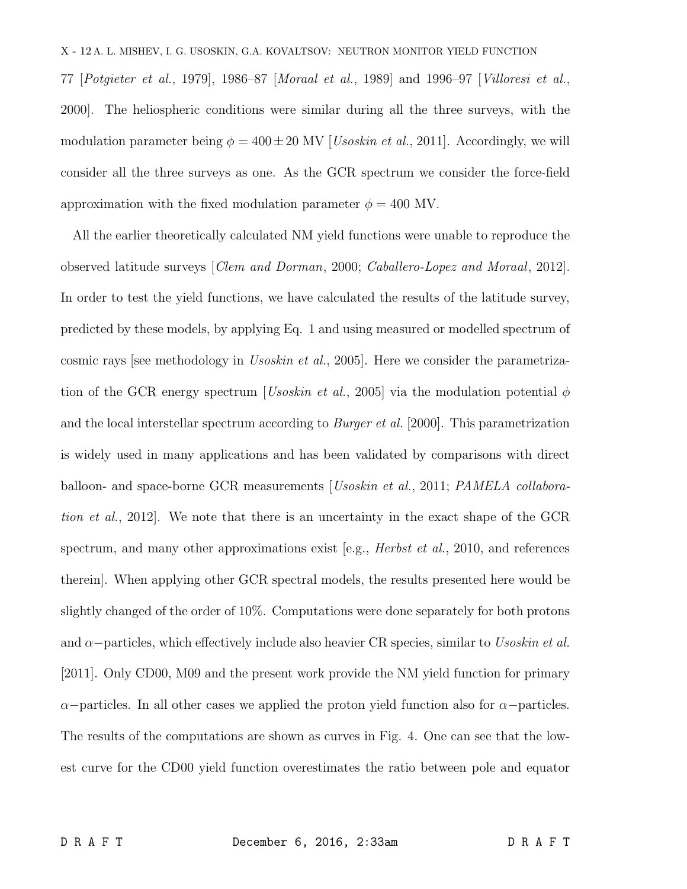77 [*Potgieter et al.*, 1979], 1986–87 [*Moraal et al.*, 1989] and 1996–97 [*Villoresi et al.*, 2000]. The heliospheric conditions were similar during all the three surveys, with the modulation parameter being $\phi = 400 \pm 20$ MV [*Usoskin et al.*, 2011]. Accordingly, we will consider all the three surveys as one. As the GCR spectrum we consider the force-field approximation with the fixed modulation parameter $\phi = 400$ MV.

All the earlier theoretically calculated NM yield functions were unable to reproduce the observed latitude surveys [*Clem and Dorman*, 2000; *Caballero-Lopez and Moraal*, 2012]. In order to test the yield functions, we have calculated the results of the latitude survey, predicted by these models, by applying Eq. 1 and using measured or modelled spectrum of cosmic rays [see methodology in *Usoskin et al.*, 2005]. Here we consider the parametrization of the GCR energy spectrum [*Usoskin et al.*, 2005] via the modulation potential $\phi$ and the local interstellar spectrum according to *Burger et al.* [2000]. This parametrization is widely used in many applications and has been validated by comparisons with direct balloon- and space-borne GCR measurements [*Usoskin et al.*, 2011; *PAMELA collaboration et al.*, 2012]. We note that there is an uncertainty in the exact shape of the GCR spectrum, and many other approximations exist [e.g., *Herbst et al.*, 2010, and references therein]. When applying other GCR spectral models, the results presented here would be slightly changed of the order of 10%. Computations were done separately for both protons and $\alpha-$particles, which effectively include also heavier CR species, similar to *Usoskin et al.* [2011]. Only CD00, M09 and the present work provide the NM yield function for primary $\alpha-$particles. In all other cases we applied the proton yield function also for $\alpha-$particles. The results of the computations are shown as curves in Fig. 4. One can see that the lowest curve for the CD00 yield function overestimates the ratio between pole and equator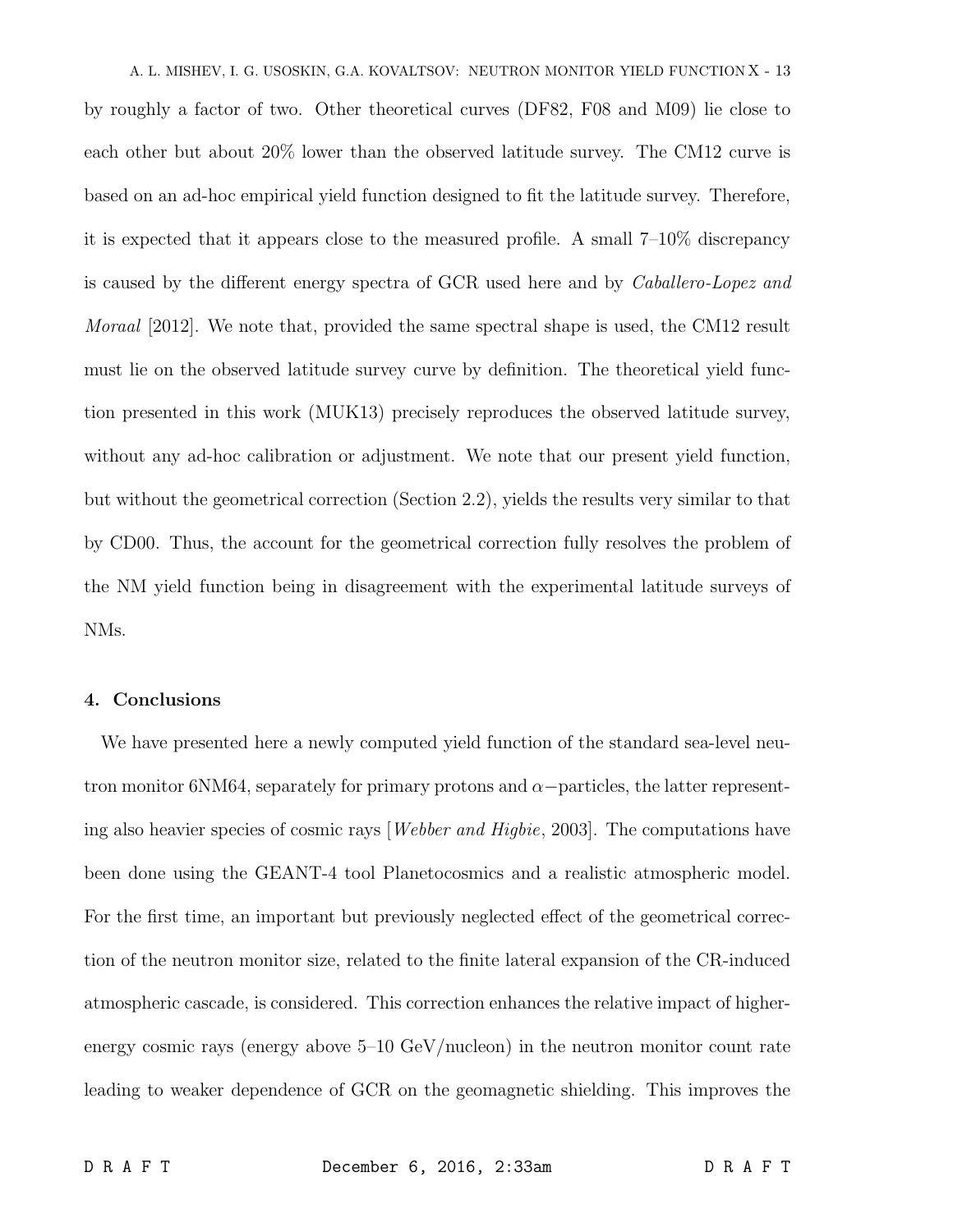by roughly a factor of two. Other theoretical curves (DF82, F08 and M09) lie close to each other but about 20% lower than the observed latitude survey. The CM12 curve is based on an ad-hoc empirical yield function designed to fit the latitude survey. Therefore, it is expected that it appears close to the measured profile. A small 7–10% discrepancy is caused by the different energy spectra of GCR used here and by *Caballero-Lopez and Moraal* [2012]. We note that, provided the same spectral shape is used, the CM12 result must lie on the observed latitude survey curve by definition. The theoretical yield function presented in this work (MUK13) precisely reproduces the observed latitude survey, without any ad-hoc calibration or adjustment. We note that our present yield function, but without the geometrical correction (Section 2.2), yields the results very similar to that by CD00. Thus, the account for the geometrical correction fully resolves the problem of the NM yield function being in disagreement with the experimental latitude surveys of NMs.

## 4. Conclusions

We have presented here a newly computed yield function of the standard sea-level neutron monitor 6NM64, separately for primary protons and $\alpha-$particles, the latter representing also heavier species of cosmic rays [*Webber and Higbie*, 2003]. The computations have been done using the GEANT-4 tool Planetocosmics and a realistic atmospheric model. For the first time, an important but previously neglected effect of the geometrical correction of the neutron monitor size, related to the finite lateral expansion of the CR-induced atmospheric cascade, is considered. This correction enhances the relative impact of higher-energy cosmic rays (energy above 5–10 GeV/nucleon) in the neutron monitor count rate leading to weaker dependence of GCR on the geomagnetic shielding. This improves the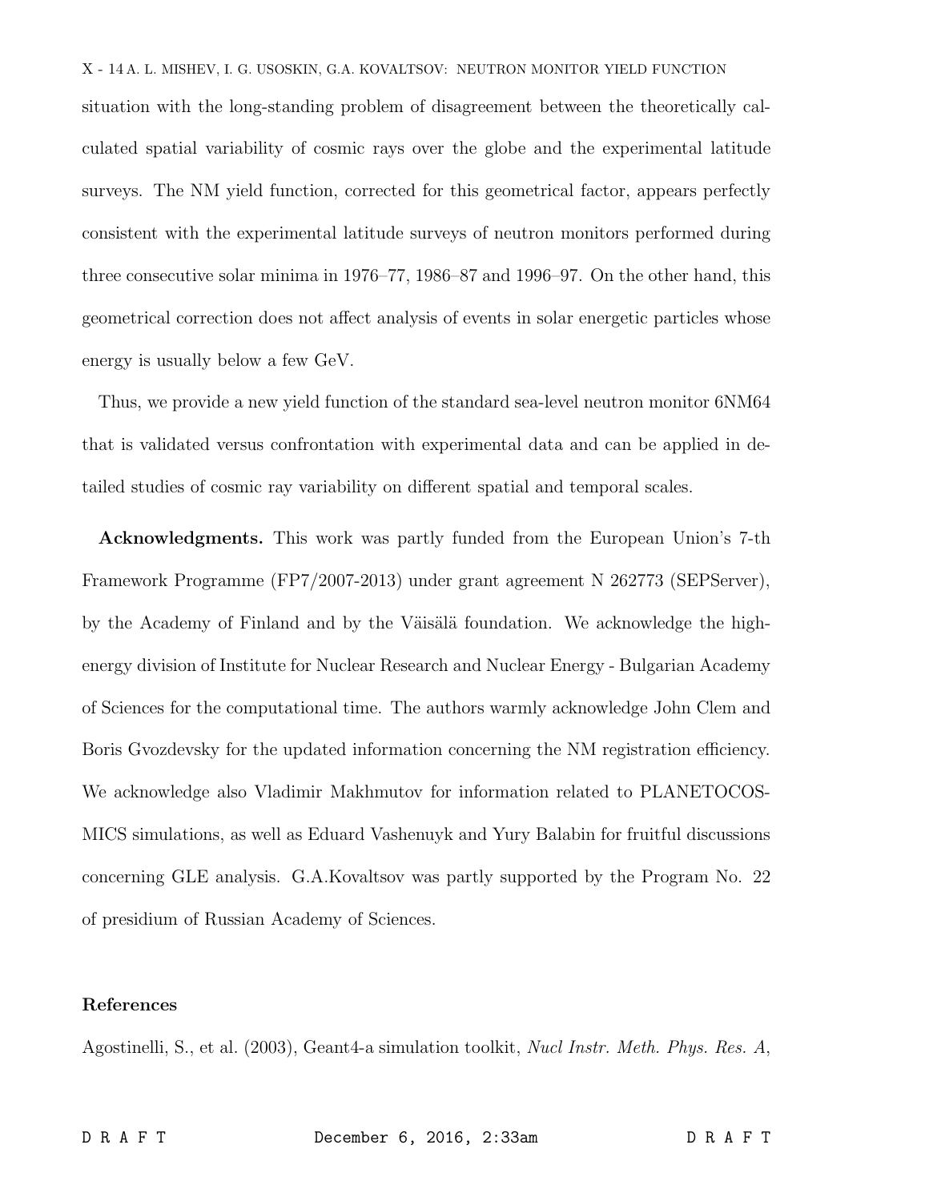situation with the long-standing problem of disagreement between the theoretically calculated spatial variability of cosmic rays over the globe and the experimental latitude surveys. The NM yield function, corrected for this geometrical factor, appears perfectly consistent with the experimental latitude surveys of neutron monitors performed during three consecutive solar minima in 1976–77, 1986–87 and 1996–97. On the other hand, this geometrical correction does not affect analysis of events in solar energetic particles whose energy is usually below a few GeV.

Thus, we provide a new yield function of the standard sea-level neutron monitor 6NM64 that is validated versus confrontation with experimental data and can be applied in detailed studies of cosmic ray variability on different spatial and temporal scales.

**Acknowledgments.** This work was partly funded from the European Union's 7-th Framework Programme (FP7/2007-2013) under grant agreement N 262773 (SEPServer), by the Academy of Finland and by the Väisälä foundation. We acknowledge the high-energy division of Institute for Nuclear Research and Nuclear Energy - Bulgarian Academy of Sciences for the computational time. The authors warmly acknowledge John Clem and Boris Gvozdevsky for the updated information concerning the NM registration efficiency. We acknowledge also Vladimir Makhmutov for information related to PLANETOCOSMICS simulations, as well as Eduard Vashenuyk and Yury Balabin for fruitful discussions concerning GLE analysis. G.A.Kovaltsov was partly supported by the Program No. 22 of presidium of Russian Academy of Sciences.

## References

Agostinelli, S., et al. (2003), Geant4-a simulation toolkit, *Nucl Instr. Meth. Phys. Res. A*,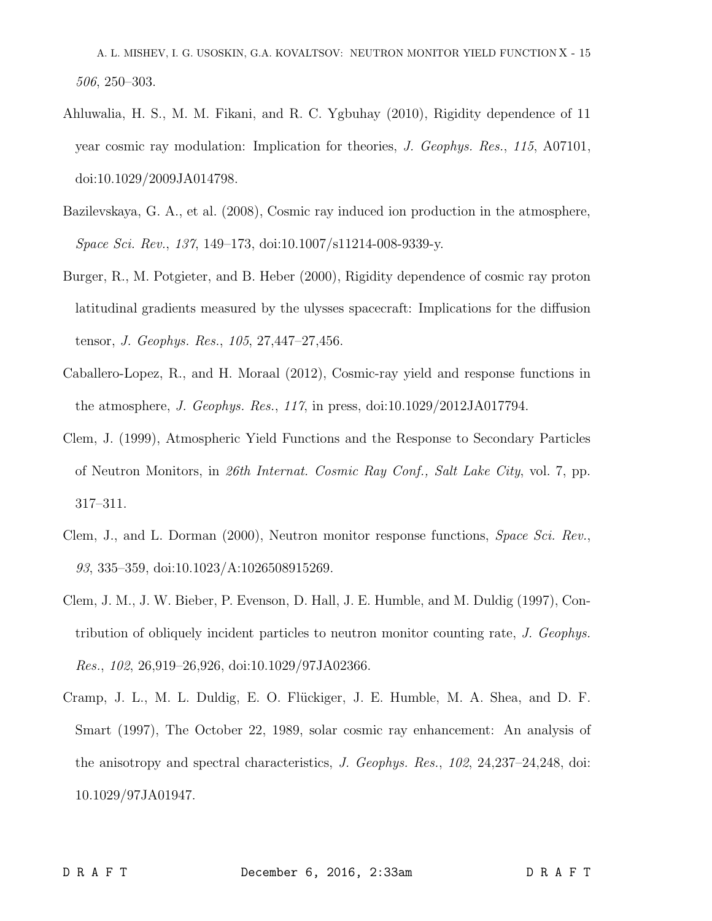*506*, 250–303.

Ahluwalia, H. S., M. M. Fikani, and R. C. Ygbuhay (2010), Rigidity dependence of 11 year cosmic ray modulation: Implication for theories, *J. Geophys. Res.*, *115*, A07101, doi:10.1029/2009JA014798.

Bazilevskaya, G. A., et al. (2008), Cosmic ray induced ion production in the atmosphere, *Space Sci. Rev.*, *137*, 149–173, doi:10.1007/s11214-008-9339-y.

Burger, R., M. Potgieter, and B. Heber (2000), Rigidity dependence of cosmic ray proton latitudinal gradients measured by the ulysses spacecraft: Implications for the diffusion tensor, *J. Geophys. Res.*, *105*, 27,447–27,456.

Caballero-Lopez, R., and H. Moraal (2012), Cosmic-ray yield and response functions in the atmosphere, *J. Geophys. Res.*, *117*, in press, doi:10.1029/2012JA017794.

Clem, J. (1999), Atmospheric Yield Functions and the Response to Secondary Particles of Neutron Monitors, in *26th Internat. Cosmic Ray Conf., Salt Lake City*, vol. 7, pp. 317–311.

Clem, J., and L. Dorman (2000), Neutron monitor response functions, *Space Sci. Rev.*, *93*, 335–359, doi:10.1023/A:1026508915269.

Clem, J. M., J. W. Bieber, P. Evenson, D. Hall, J. E. Humble, and M. Duldig (1997), Contribution of obliquely incident particles to neutron monitor counting rate, *J. Geophys. Res.*, *102*, 26,919–26,926, doi:10.1029/97JA02366.

Cramp, J. L., M. L. Duldig, E. O. Flückiger, J. E. Humble, M. A. Shea, and D. F. Smart (1997), The October 22, 1989, solar cosmic ray enhancement: An analysis of the anisotropy and spectral characteristics, *J. Geophys. Res.*, *102*, 24,237–24,248, doi: 10.1029/97JA01947.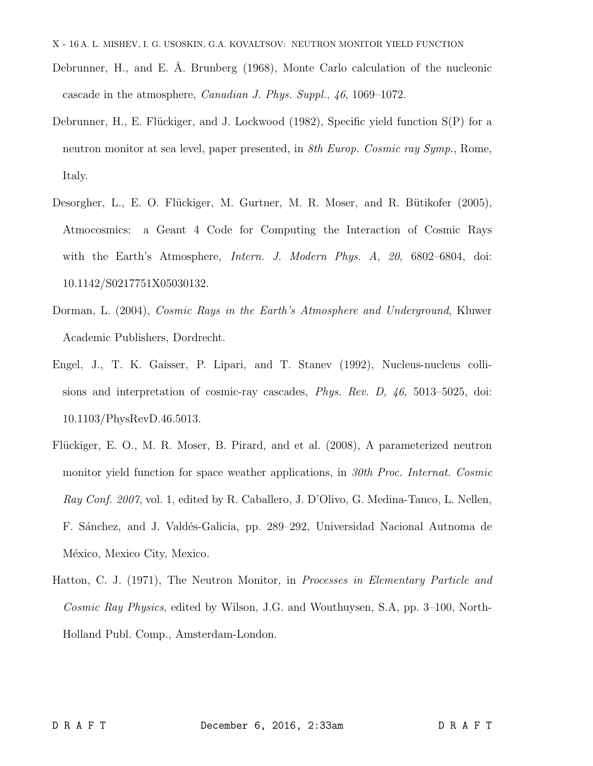Debrunner, H., and E. Å. Brunberg (1968), Monte Carlo calculation of the nucleonic cascade in the atmosphere, *Canadian J. Phys. Suppl.*, *46*, 1069–1072.

Debrunner, H., E. Flückiger, and J. Lockwood (1982), Specific yield function S(P) for a neutron monitor at sea level, paper presented, in *8th Europ. Cosmic ray Symp.*, Rome, Italy.

Desorgher, L., E. O. Flückiger, M. Gurtner, M. R. Moser, and R. Bütikofer (2005), Atmocosmics: a Geant 4 Code for Computing the Interaction of Cosmic Rays with the Earth's Atmosphere, *Intern. J. Modern Phys. A*, *20*, 6802–6804, doi: 10.1142/S0217751X05030132.

Dorman, L. (2004), *Cosmic Rays in the Earth's Atmosphere and Underground*, Kluwer Academic Publishers, Dordrecht.

Engel, J., T. K. Gaisser, P. Lipari, and T. Stanev (1992), Nucleus-nucleus collisions and interpretation of cosmic-ray cascades, *Phys. Rev. D*, *46*, 5013–5025, doi: 10.1103/PhysRevD.46.5013.

Flückiger, E. O., M. R. Moser, B. Pirard, and et al. (2008), A parameterized neutron monitor yield function for space weather applications, in *30th Proc. Internat. Cosmic Ray Conf. 2007*, vol. 1, edited by R. Caballero, J. D'Olivo, G. Medina-Tanco, L. Nellen, F. Sánchez, and J. Valdés-Galicia, pp. 289–292, Universidad Nacional Autnoma de México, Mexico City, Mexico.

Hatton, C. J. (1971), The Neutron Monitor, in *Processes in Elementary Particle and Cosmic Ray Physics*, edited by Wilson, J.G. and Wouthuysen, S.A, pp. 3–100, North-Holland Publ. Comp., Amsterdam-London.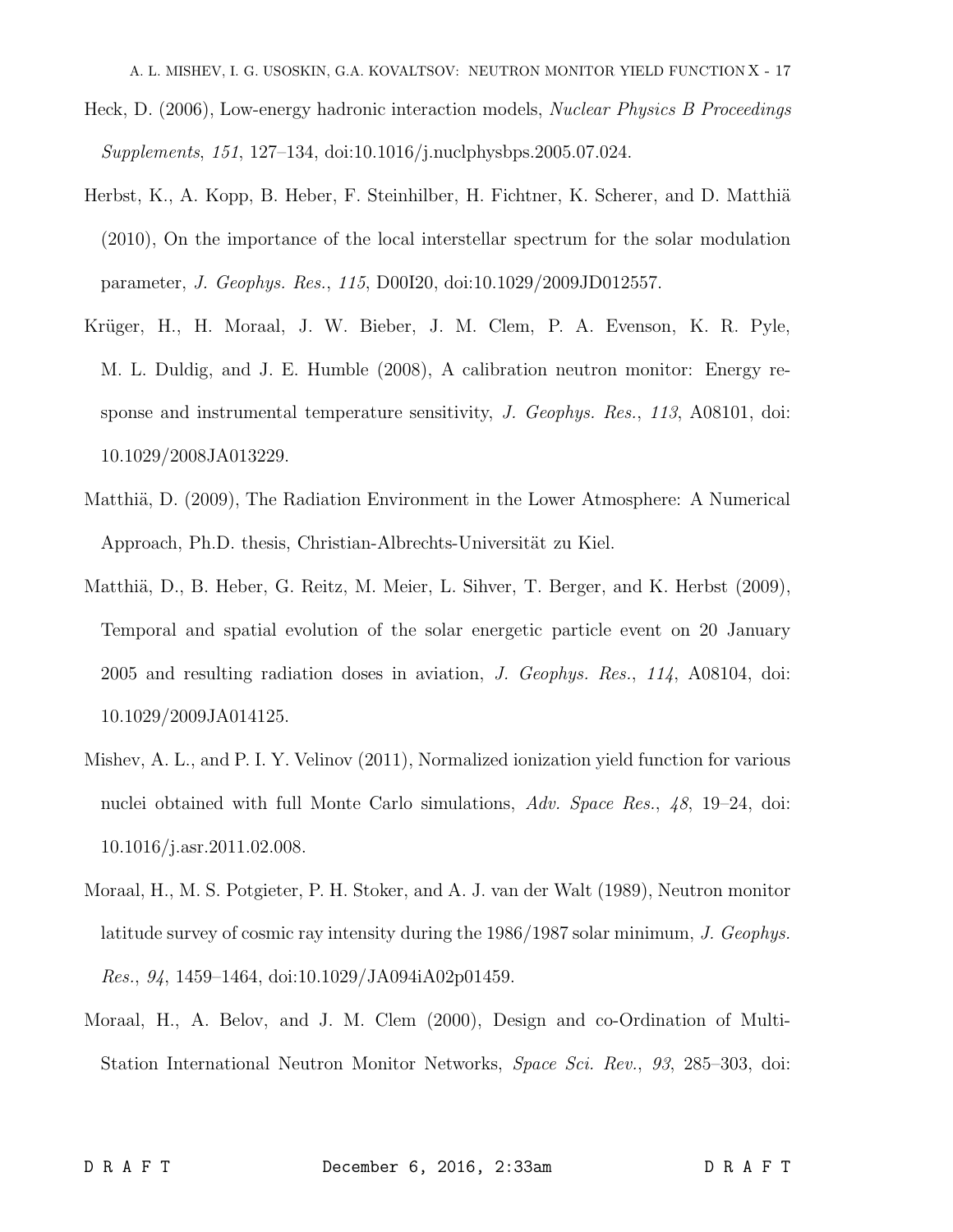Heck, D. (2006), Low-energy hadronic interaction models, *Nuclear Physics B Proceedings Supplements*, *151*, 127–134, doi:10.1016/j.nuclphysbps.2005.07.024.

Herbst, K., A. Kopp, B. Heber, F. Steinhilber, H. Fichtner, K. Scherer, and D. Matthiä (2010), On the importance of the local interstellar spectrum for the solar modulation parameter, *J. Geophys. Res.*, *115*, D00I20, doi:10.1029/2009JD012557.

Krüger, H., H. Moraal, J. W. Bieber, J. M. Clem, P. A. Evenson, K. R. Pyle, M. L. Duldig, and J. E. Humble (2008), A calibration neutron monitor: Energy response and instrumental temperature sensitivity, *J. Geophys. Res.*, *113*, A08101, doi:10.1029/2008JA013229.

Matthiä, D. (2009), The Radiation Environment in the Lower Atmosphere: A Numerical Approach, Ph.D. thesis, Christian-Albrechts-Universität zu Kiel.

Matthiä, D., B. Heber, G. Reitz, M. Meier, L. Sihver, T. Berger, and K. Herbst (2009), Temporal and spatial evolution of the solar energetic particle event on 20 January 2005 and resulting radiation doses in aviation, *J. Geophys. Res.*, *114*, A08104, doi:10.1029/2009JA014125.

Mishev, A. L., and P. I. Y. Velinov (2011), Normalized ionization yield function for various nuclei obtained with full Monte Carlo simulations, *Adv. Space Res.*, *48*, 19–24, doi:10.1016/j.asr.2011.02.008.

Moraal, H., M. S. Potgieter, P. H. Stoker, and A. J. van der Walt (1989), Neutron monitor latitude survey of cosmic ray intensity during the 1986/1987 solar minimum, *J. Geophys. Res.*, *94*, 1459–1464, doi:10.1029/JA094iA02p01459.

Moraal, H., A. Belov, and J. M. Clem (2000), Design and co-Ordination of Multi-Station International Neutron Monitor Networks, *Space Sci. Rev.*, *93*, 285–303, doi: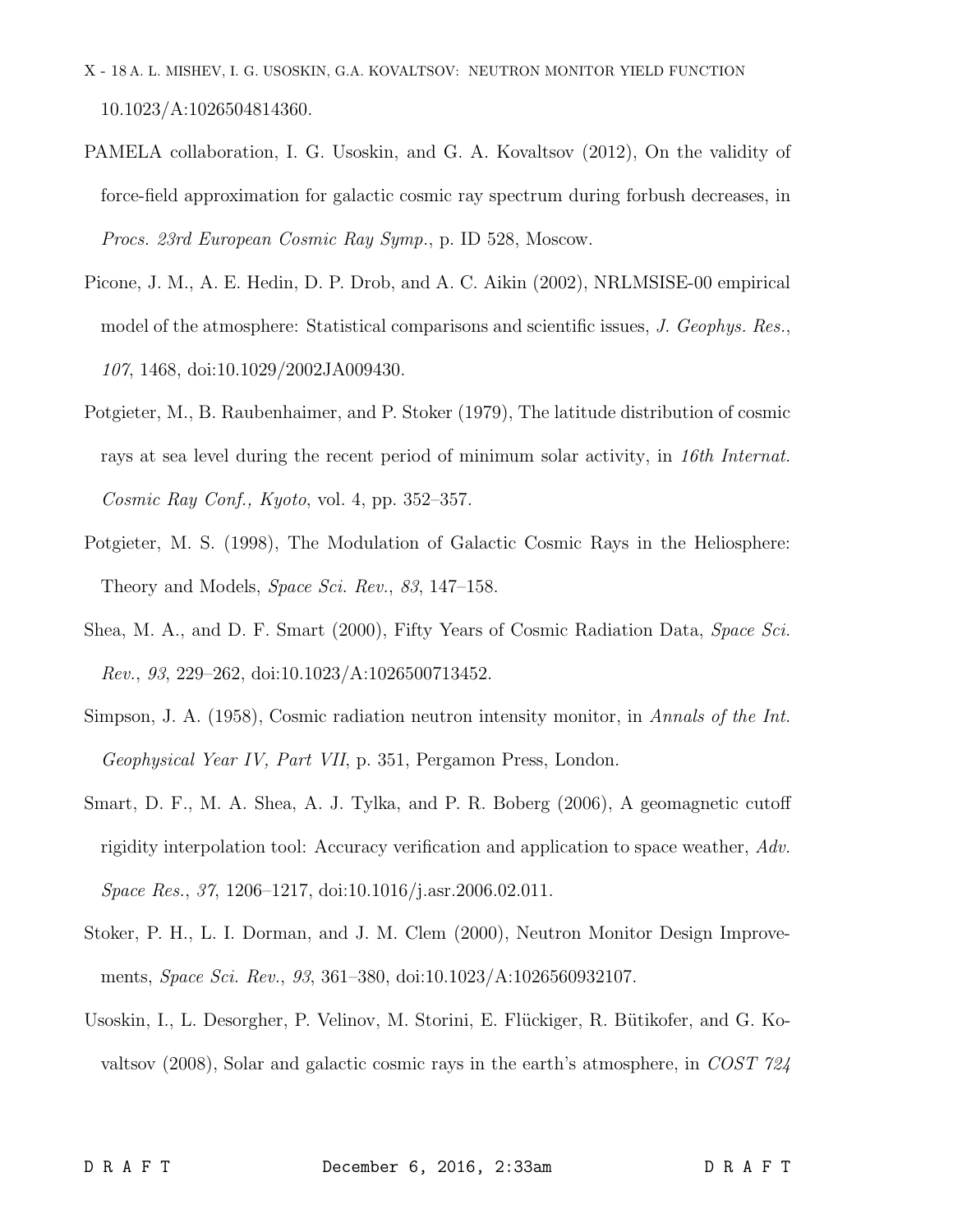10.1023/A:1026504814360.

PAMELA collaboration, I. G. Usoskin, and G. A. Kovaltsov (2012), On the validity of force-field approximation for galactic cosmic ray spectrum during forbush decreases, in *Procs. 23rd European Cosmic Ray Symp.*, p. ID 528, Moscow.

Picone, J. M., A. E. Hedin, D. P. Drob, and A. C. Aikin (2002), NRLMSISE-00 empirical model of the atmosphere: Statistical comparisons and scientific issues, *J. Geophys. Res.*, *107*, 1468, doi:10.1029/2002JA009430.

Potgieter, M., B. Raubenhaimer, and P. Stoker (1979), The latitude distribution of cosmic rays at sea level during the recent period of minimum solar activity, in *16th Internat. Cosmic Ray Conf., Kyoto*, vol. 4, pp. 352–357.

Potgieter, M. S. (1998), The Modulation of Galactic Cosmic Rays in the Heliosphere: Theory and Models, *Space Sci. Rev.*, *83*, 147–158.

Shea, M. A., and D. F. Smart (2000), Fifty Years of Cosmic Radiation Data, *Space Sci. Rev.*, *93*, 229–262, doi:10.1023/A:1026500713452.

Simpson, J. A. (1958), Cosmic radiation neutron intensity monitor, in *Annals of the Int. Geophysical Year IV, Part VII*, p. 351, Pergamon Press, London.

Smart, D. F., M. A. Shea, A. J. Tylka, and P. R. Boberg (2006), A geomagnetic cutoff rigidity interpolation tool: Accuracy verification and application to space weather, *Adv. Space Res.*, *37*, 1206–1217, doi:10.1016/j.asr.2006.02.011.

Stoker, P. H., L. I. Dorman, and J. M. Clem (2000), Neutron Monitor Design Improvements, *Space Sci. Rev.*, *93*, 361–380, doi:10.1023/A:1026560932107.

Usoskin, I., L. Desorgher, P. Velinov, M. Storini, E. Flückiger, R. Bütikofer, and G. Kovaltsov (2008), Solar and galactic cosmic rays in the earth's atmosphere, in *COST 724*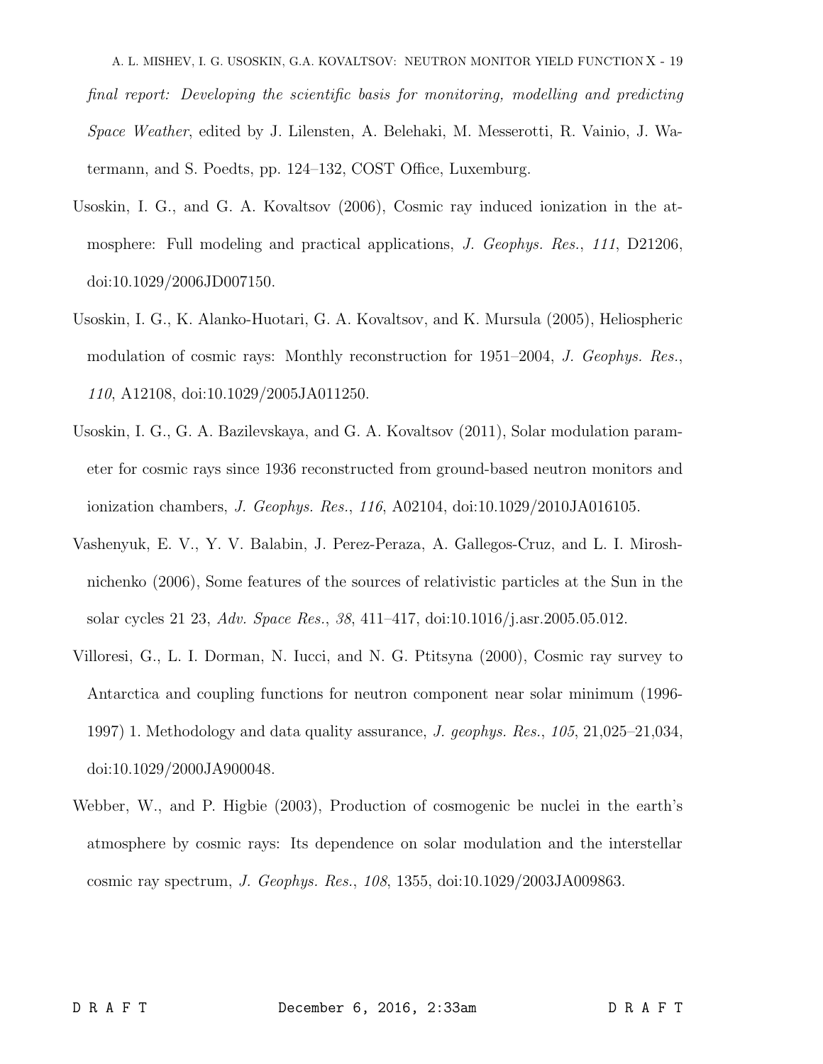*final report: Developing the scientific basis for monitoring, modelling and predicting Space Weather*, edited by J. Lilensten, A. Belehaki, M. Messerotti, R. Vainio, J. Watermann, and S. Poedts, pp. 124–132, COST Office, Luxemburg.

Usoskin, I. G., and G. A. Kovaltsov (2006), Cosmic ray induced ionization in the atmosphere: Full modeling and practical applications, *J. Geophys. Res.*, *111*, D21206, doi:10.1029/2006JD007150.

Usoskin, I. G., K. Alanko-Huotari, G. A. Kovaltsov, and K. Mursula (2005), Heliospheric modulation of cosmic rays: Monthly reconstruction for 1951–2004, *J. Geophys. Res.*, *110*, A12108, doi:10.1029/2005JA011250.

Usoskin, I. G., G. A. Bazilevskaya, and G. A. Kovaltsov (2011), Solar modulation parameter for cosmic rays since 1936 reconstructed from ground-based neutron monitors and ionization chambers, *J. Geophys. Res.*, *116*, A02104, doi:10.1029/2010JA016105.

Vashenyuk, E. V., Y. V. Balabin, J. Perez-Peraza, A. Gallegos-Cruz, and L. I. Miroshnichenko (2006), Some features of the sources of relativistic particles at the Sun in the solar cycles 21 23, *Adv. Space Res.*, *38*, 411–417, doi:10.1016/j.asr.2005.05.012.

Villoresi, G., L. I. Dorman, N. Iucci, and N. G. Ptitsyna (2000), Cosmic ray survey to Antarctica and coupling functions for neutron component near solar minimum (1996-1997) 1. Methodology and data quality assurance, *J. geophys. Res.*, *105*, 21,025–21,034, doi:10.1029/2000JA900048.

Webber, W., and P. Higbie (2003), Production of cosmogenic be nuclei in the earth's atmosphere by cosmic rays: Its dependence on solar modulation and the interstellar cosmic ray spectrum, *J. Geophys. Res.*, *108*, 1355, doi:10.1029/2003JA009863.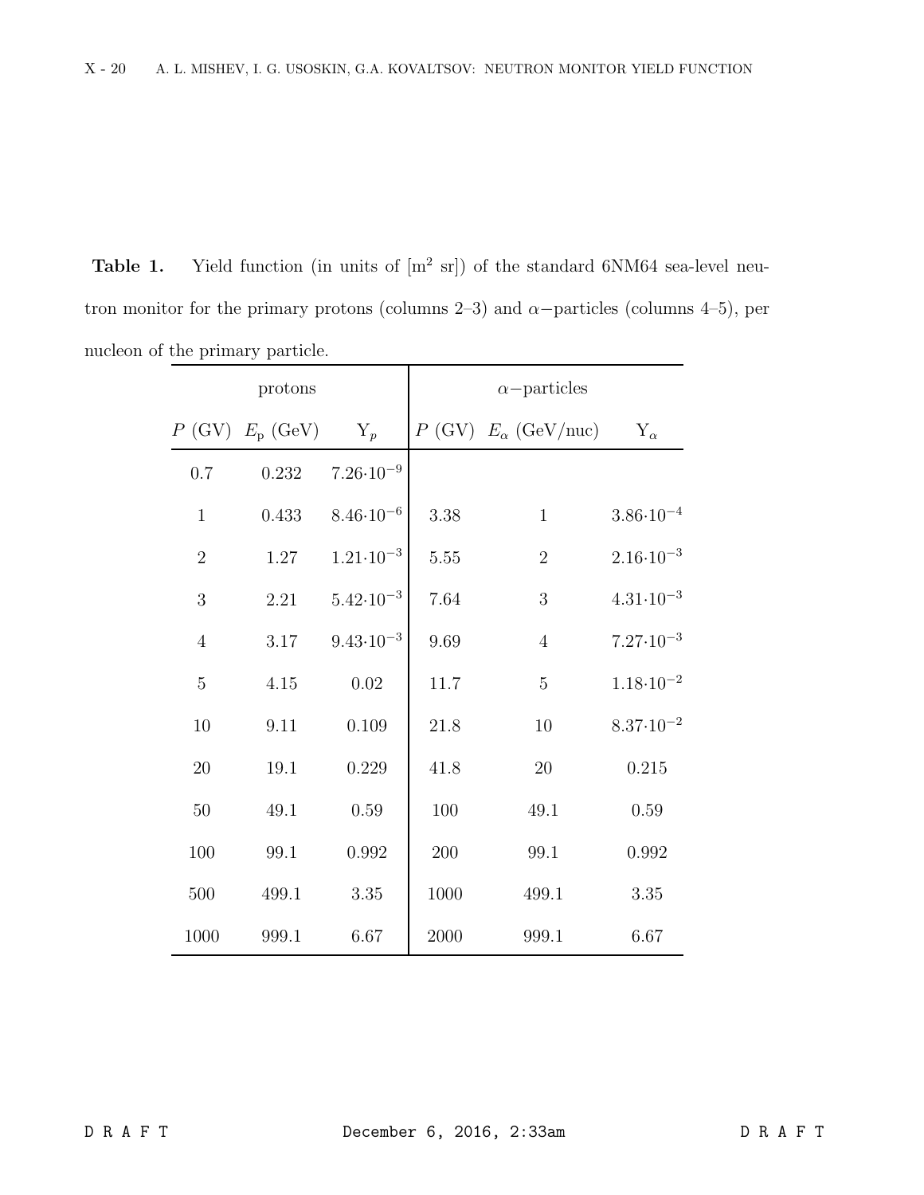**Table 1.** Yield function (in units of [$m^2$ sr]) of the standard 6NM64 sea-level neutron monitor for the primary protons (columns 2–3) and $\alpha-$particles (columns 4–5), per nucleon of the primary particle.

| protons | | | $\alpha-$particles | | |
|---|---|---|---|---|---|
| $P$ (GV) | $E_{\rm p}$ (GeV) | $\mathrm{Y}_p$ | $P$ (GV) | $E_\alpha$ (GeV/nuc) | $\mathrm{Y}_\alpha$ |
| 0.7 | 0.232 | $7.26{\cdot}10^{-9}$ | | | |
| 1 | 0.433 | $8.46{\cdot}10^{-6}$ | 3.38 | 1 | $3.86{\cdot}10^{-4}$ |
| 2 | 1.27 | $1.21{\cdot}10^{-3}$ | 5.55 | 2 | $2.16{\cdot}10^{-3}$ |
| 3 | 2.21 | $5.42{\cdot}10^{-3}$ | 7.64 | 3 | $4.31{\cdot}10^{-3}$ |
| 4 | 3.17 | $9.43{\cdot}10^{-3}$ | 9.69 | 4 | $7.27{\cdot}10^{-3}$ |
| 5 | 4.15 | 0.02 | 11.7 | 5 | $1.18{\cdot}10^{-2}$ |
| 10 | 9.11 | 0.109 | 21.8 | 10 | $8.37{\cdot}10^{-2}$ |
| 20 | 19.1 | 0.229 | 41.8 | 20 | 0.215 |
| 50 | 49.1 | 0.59 | 100 | 49.1 | 0.59 |
| 100 | 99.1 | 0.992 | 200 | 99.1 | 0.992 |
| 500 | 499.1 | 3.35 | 1000 | 499.1 | 3.35 |
| 1000 | 999.1 | 6.67 | 2000 | 999.1 | 6.67 |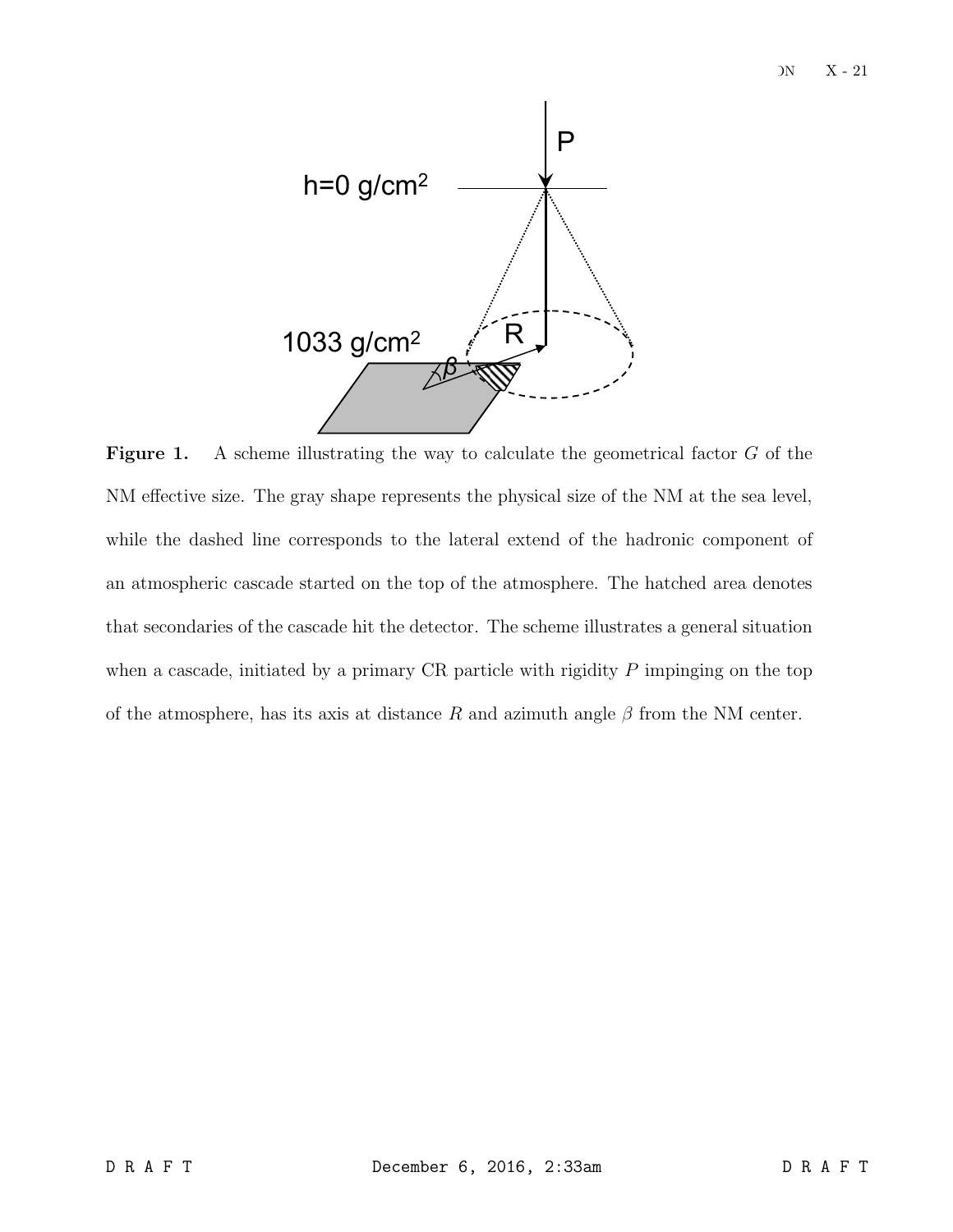**Figure 1.** A scheme illustrating the way to calculate the geometrical factor $G$ of the NM effective size. The gray shape represents the physical size of the NM at the sea level, while the dashed line corresponds to the lateral extend of the hadronic component of an atmospheric cascade started on the top of the atmosphere. The hatched area denotes that secondaries of the cascade hit the detector. The scheme illustrates a general situation when a cascade, initiated by a primary CR particle with rigidity $P$ impinging on the top of the atmosphere, has its axis at distance $R$ and azimuth angle $\beta$ from the NM center.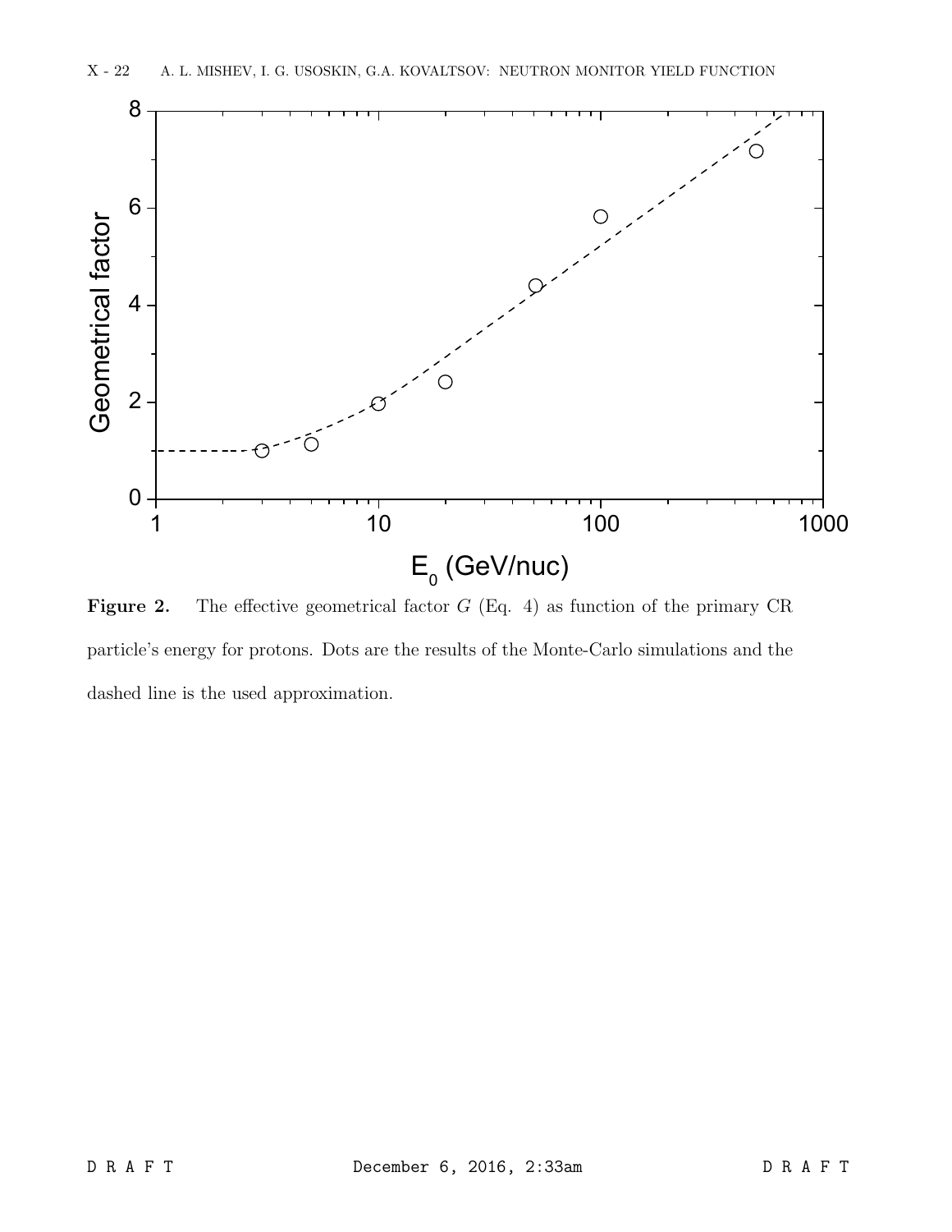**Figure 2.** The effective geometrical factor $G$ (Eq. 4) as function of the primary CR particle's energy for protons. Dots are the results of the Monte-Carlo simulations and the dashed line is the used approximation.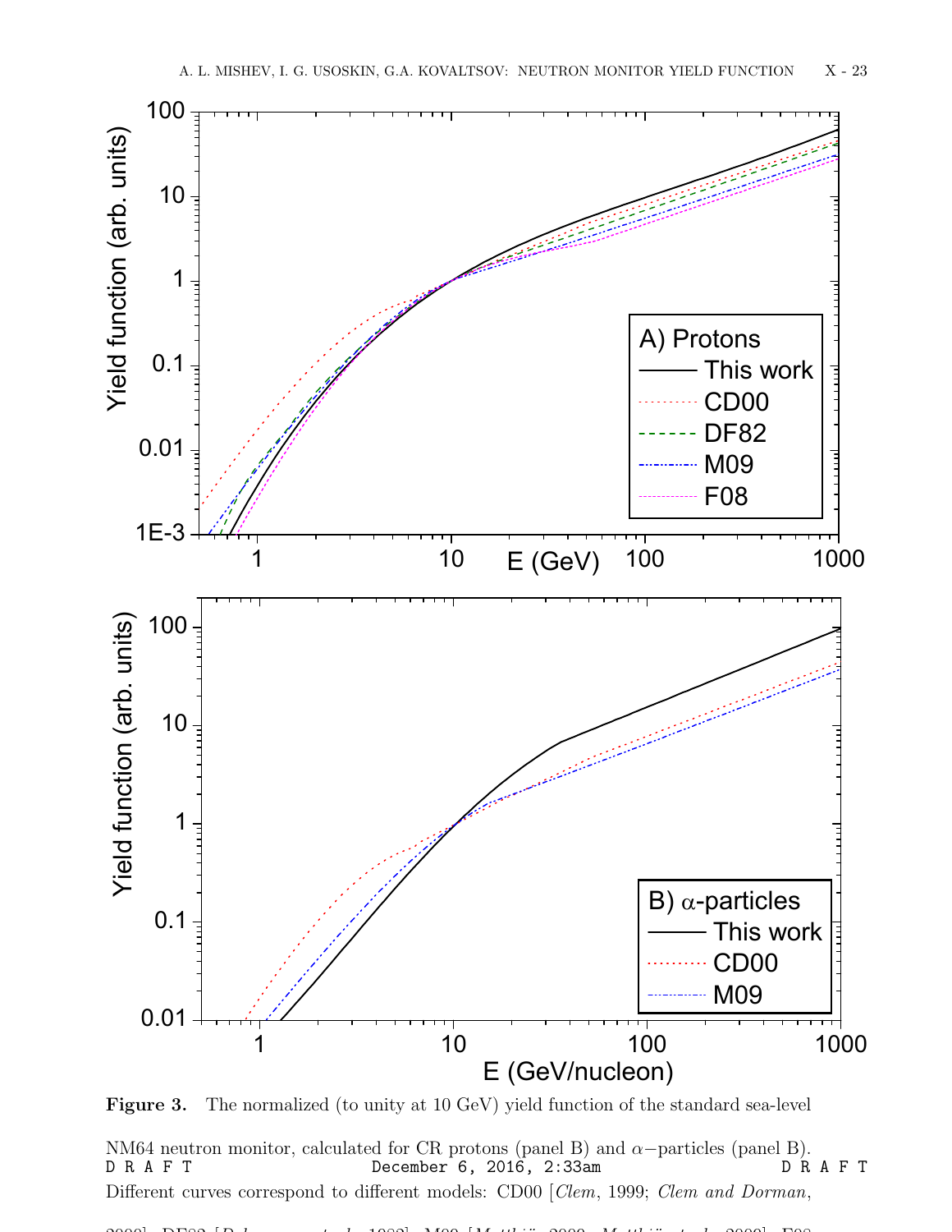**Figure 3.** The normalized (to unity at 10 GeV) yield function of the standard sea-level

NM64 neutron monitor, calculated for CR protons (panel B) and $\alpha-$particles (panel B).

Different curves correspond to different models: CD00 [*Clem*, 1999; *Clem and Dorman*,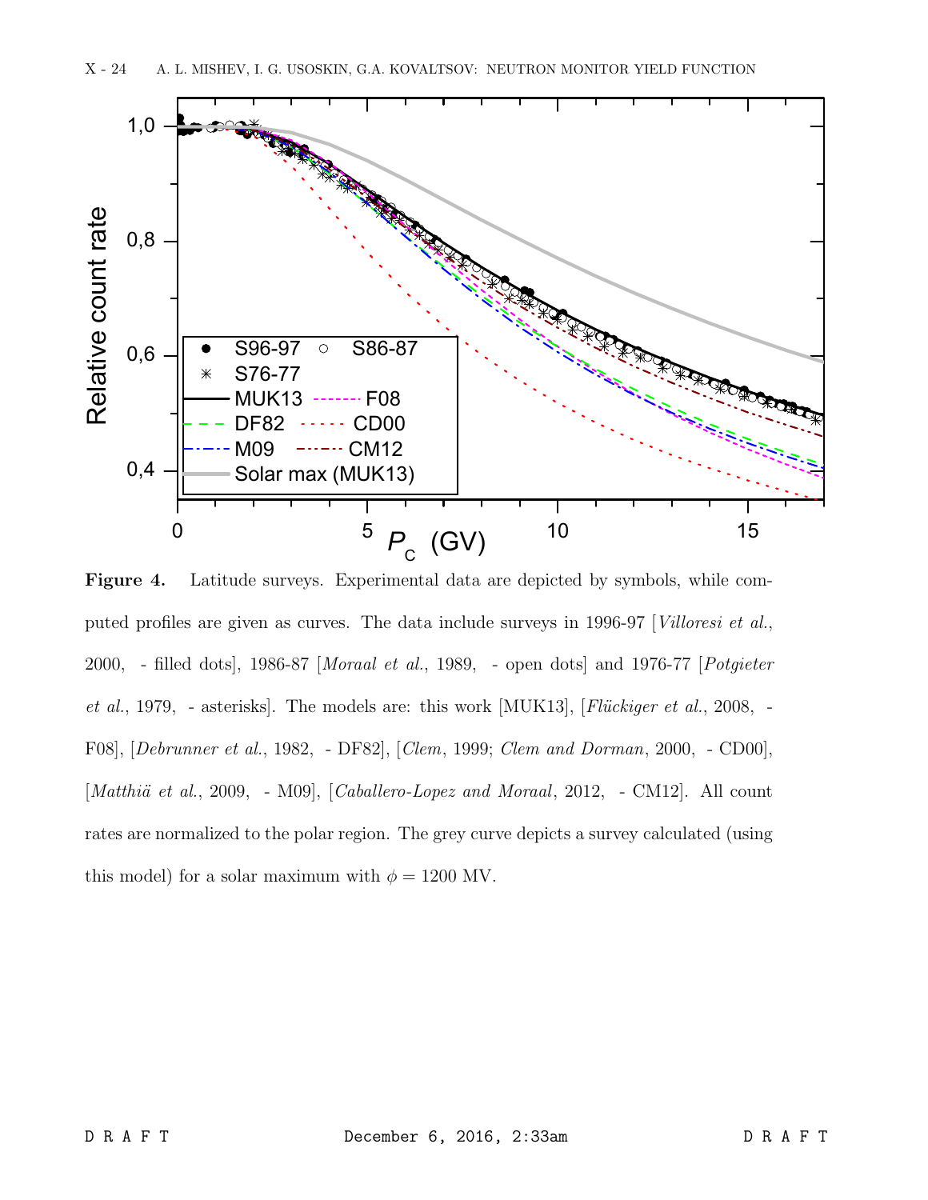**Figure 4.** Latitude surveys. Experimental data are depicted by symbols, while computed profiles are given as curves. The data include surveys in 1996-97 [*Villoresi et al.*, 2000, - filled dots], 1986-87 [*Moraal et al.*, 1989, - open dots] and 1976-77 [*Potgieter et al.*, 1979, - asterisks]. The models are: this work [MUK13], [*Flückiger et al.*, 2008, - F08], [*Debrunner et al.*, 1982, - DF82], [*Clem*, 1999; *Clem and Dorman*, 2000, - CD00], [*Matthiä et al.*, 2009, - M09], [*Caballero-Lopez and Moraal*, 2012, - CM12]. All count rates are normalized to the polar region. The grey curve depicts a survey calculated (using this model) for a solar maximum with $\phi = 1200$ MV.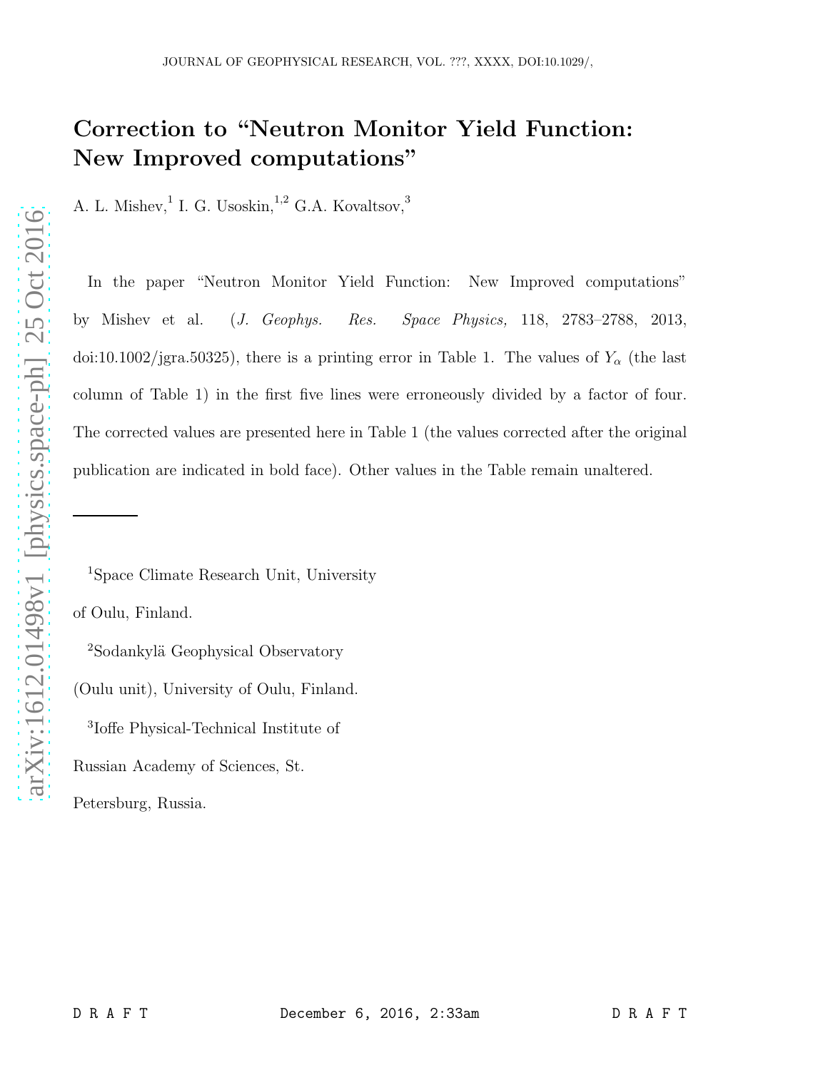# Correction to "Neutron Monitor Yield Function: New Improved computations"

A. L. Mishev,[1] I. G. Usoskin,[1,2] G.A. Kovaltsov,[3]

In the paper "Neutron Monitor Yield Function: New Improved computations" by Mishev et al. (*J. Geophys. Res. Space Physics,* 118, 2783–2788, 2013, doi:10.1002/jgra.50325), there is a printing error in Table 1. The values of $Y_\alpha$ (the last column of Table 1) in the first five lines were erroneously divided by a factor of four. The corrected values are presented here in Table 1 (the values corrected after the original publication are indicated in bold face). Other values in the Table remain unaltered.

---

[1]Space Climate Research Unit, University of Oulu, Finland.

[2]Sodankylä Geophysical Observatory (Oulu unit), University of Oulu, Finland.

[3]Ioffe Physical-Technical Institute of Russian Academy of Sciences, St. Petersburg, Russia.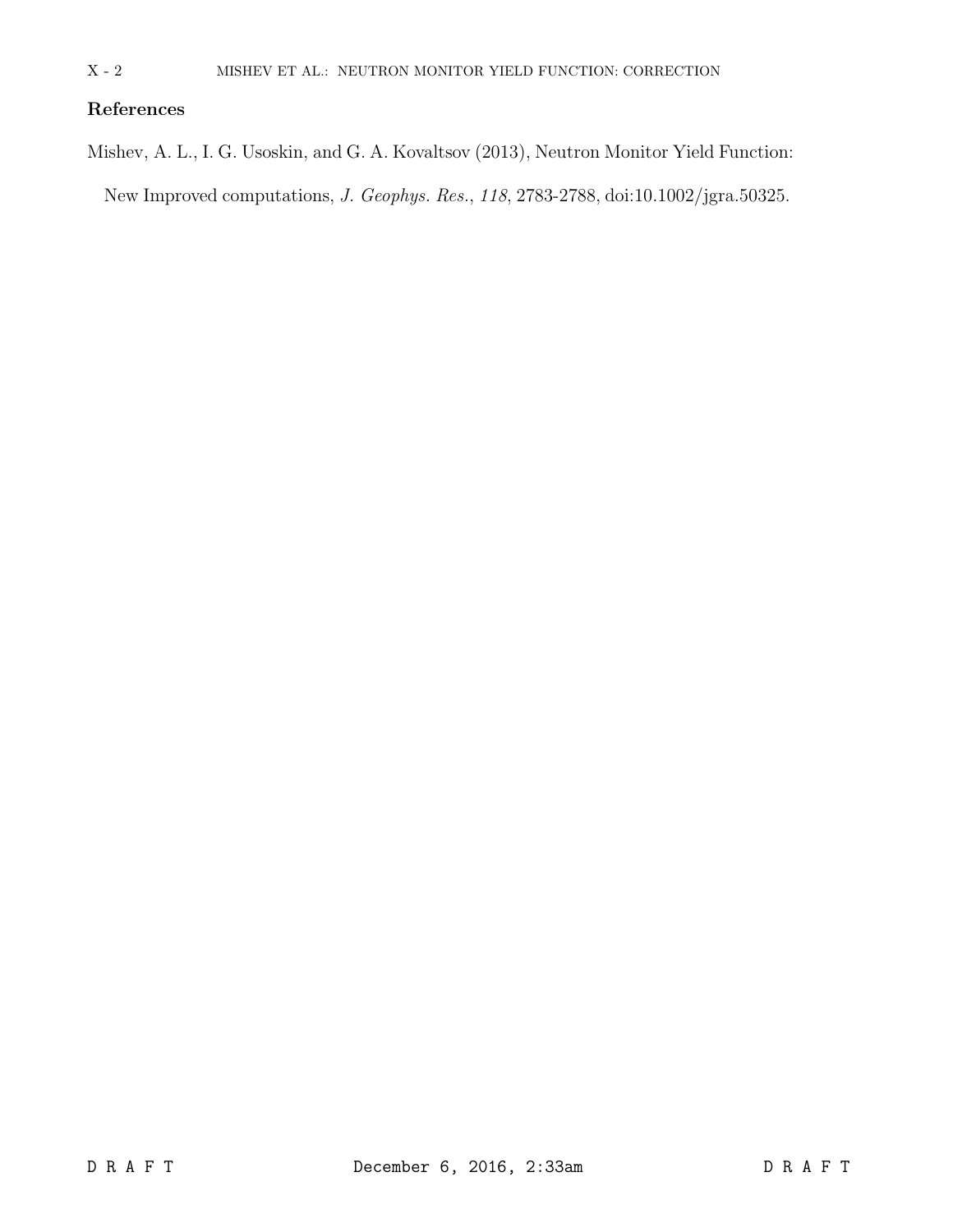## References

Mishev, A. L., I. G. Usoskin, and G. A. Kovaltsov (2013), Neutron Monitor Yield Function: New Improved computations, *J. Geophys. Res.*, *118*, 2783-2788, doi:10.1002/jgra.50325.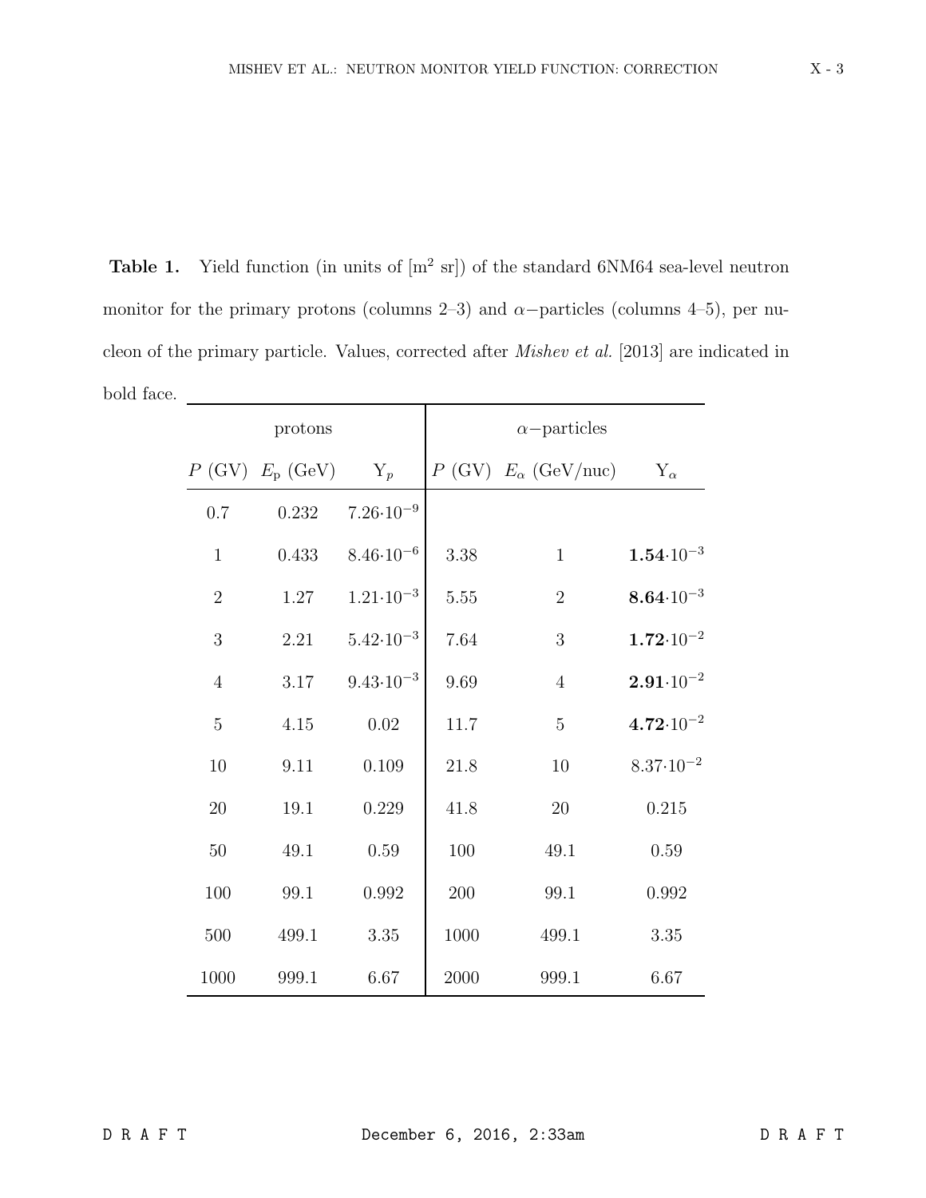**Table 1.** Yield function (in units of [$m^2$ sr]) of the standard 6NM64 sea-level neutron monitor for the primary protons (columns 2–3) and $\alpha-$particles (columns 4–5), per nucleon of the primary particle. Values, corrected after *Mishev et al.* [2013] are indicated in bold face.

| protons | | | $\alpha-$particles | | |
|---|---|---|---|---|---|
| $P$ (GV) | $E_{\mathrm{p}}$ (GeV) | $\mathrm{Y}_p$ | $P$ (GV) | $E_\alpha$ (GeV/nuc) | $\mathrm{Y}_\alpha$ |
| 0.7 | 0.232 | $7.26 \cdot 10^{-9}$ | | | |
| 1 | 0.433 | $8.46 \cdot 10^{-6}$ | 3.38 | 1 | $\mathbf{1.54} \cdot 10^{-3}$ |
| 2 | 1.27 | $1.21 \cdot 10^{-3}$ | 5.55 | 2 | $\mathbf{8.64} \cdot 10^{-3}$ |
| 3 | 2.21 | $5.42 \cdot 10^{-3}$ | 7.64 | 3 | $\mathbf{1.72} \cdot 10^{-2}$ |
| 4 | 3.17 | $9.43 \cdot 10^{-3}$ | 9.69 | 4 | $\mathbf{2.91} \cdot 10^{-2}$ |
| 5 | 4.15 | 0.02 | 11.7 | 5 | $\mathbf{4.72} \cdot 10^{-2}$ |
| 10 | 9.11 | 0.109 | 21.8 | 10 | $8.37 \cdot 10^{-2}$ |
| 20 | 19.1 | 0.229 | 41.8 | 20 | 0.215 |
| 50 | 49.1 | 0.59 | 100 | 49.1 | 0.59 |
| 100 | 99.1 | 0.992 | 200 | 99.1 | 0.992 |
| 500 | 499.1 | 3.35 | 1000 | 499.1 | 3.35 |
| 1000 | 999.1 | 6.67 | 2000 | 999.1 | 6.67 |